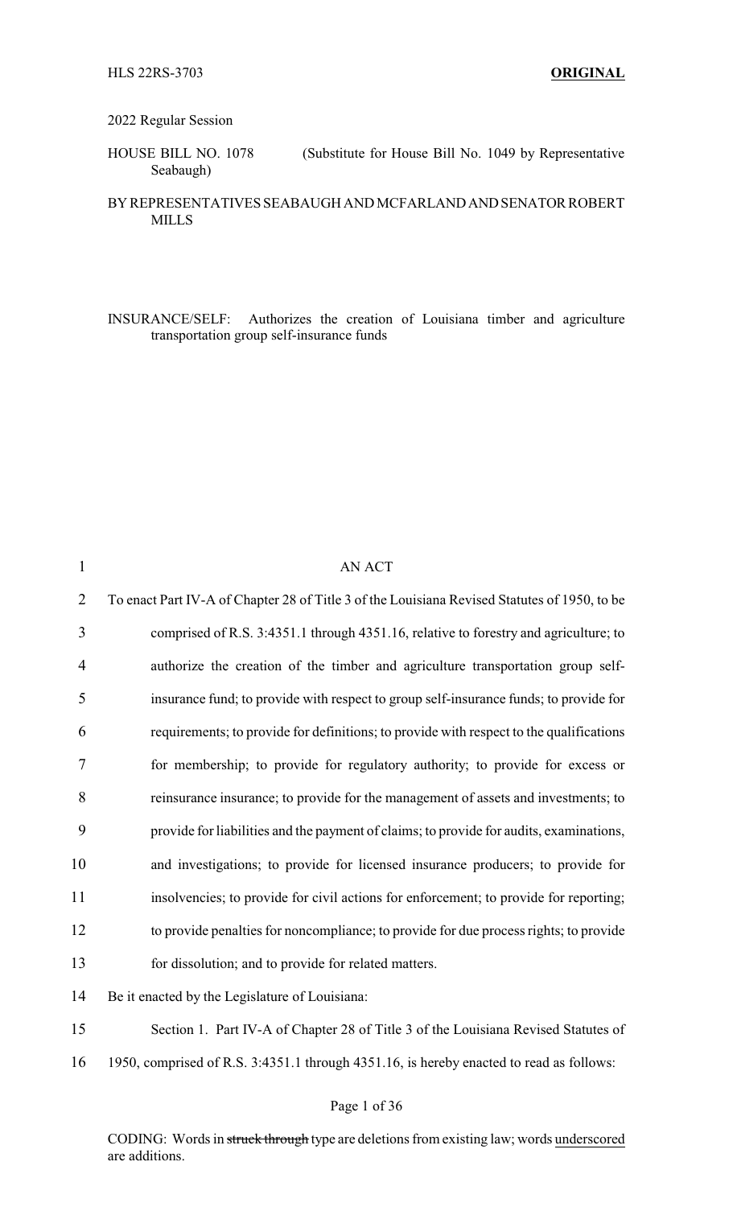HLS 22RS-3703 **ORIGINAL**

2022 Regular Session

HOUSE BILL NO. 1078 (Substitute for House Bill No. 1049 by Representative Seabaugh)

BY REPRESENTATIVES SEABAUGH AND MCFARLAND AND SENATOR ROBERT MILLS

INSURANCE/SELF: Authorizes the creation of Louisiana timber and agriculture transportation group self-insurance funds

AN ACT

To enact Part IV-A of Chapter 28 of Title 3 of the Louisiana Revised Statutes of 1950, to be comprised of R.S. 3:4351.1 through 4351.16, relative to forestry and agriculture; to authorize the creation of the timber and agriculture transportation group self-insurance fund; to provide with respect to group self-insurance funds; to provide for requirements; to provide for definitions; to provide with respect to the qualifications for membership; to provide for regulatory authority; to provide for excess or reinsurance insurance; to provide for the management of assets and investments; to provide for liabilities and the payment of claims; to provide for audits, examinations, and investigations; to provide for licensed insurance producers; to provide for insolvencies; to provide for civil actions for enforcement; to provide for reporting; to provide penalties for noncompliance; to provide for due process rights; to provide for dissolution; and to provide for related matters.

Be it enacted by the Legislature of Louisiana:

Section 1. Part IV-A of Chapter 28 of Title 3 of the Louisiana Revised Statutes of 1950, comprised of R.S. 3:4351.1 through 4351.16, is hereby enacted to read as follows:

CODING: Words in ~~struck through~~ type are deletions from existing law; words underscored are additions.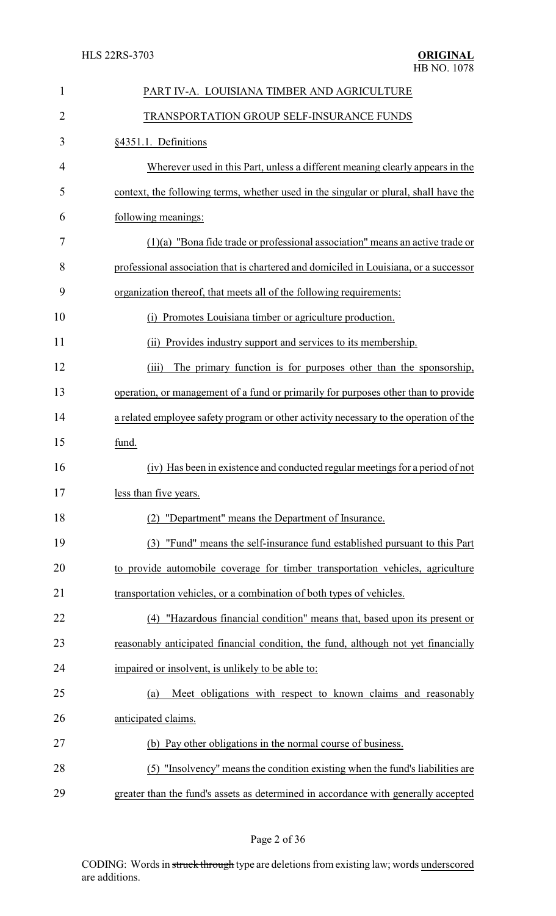PART IV-A. LOUISIANA TIMBER AND AGRICULTURE

TRANSPORTATION GROUP SELF-INSURANCE FUNDS

§4351.1. Definitions

Wherever used in this Part, unless a different meaning clearly appears in the context, the following terms, whether used in the singular or plural, shall have the following meanings:

(1)(a) "Bona fide trade or professional association" means an active trade or professional association that is chartered and domiciled in Louisiana, or a successor organization thereof, that meets all of the following requirements:

(i) Promotes Louisiana timber or agriculture production.

(ii) Provides industry support and services to its membership.

(iii) The primary function is for purposes other than the sponsorship, operation, or management of a fund or primarily for purposes other than to provide a related employee safety program or other activity necessary to the operation of the fund.

(iv) Has been in existence and conducted regular meetings for a period of not less than five years.

(2) "Department" means the Department of Insurance.

(3) "Fund" means the self-insurance fund established pursuant to this Part to provide automobile coverage for timber transportation vehicles, agriculture transportation vehicles, or a combination of both types of vehicles.

(4) "Hazardous financial condition" means that, based upon its present or reasonably anticipated financial condition, the fund, although not yet financially impaired or insolvent, is unlikely to be able to:

(a) Meet obligations with respect to known claims and reasonably anticipated claims.

(b) Pay other obligations in the normal course of business.

(5) "Insolvency" means the condition existing when the fund's liabilities are greater than the fund's assets as determined in accordance with generally accepted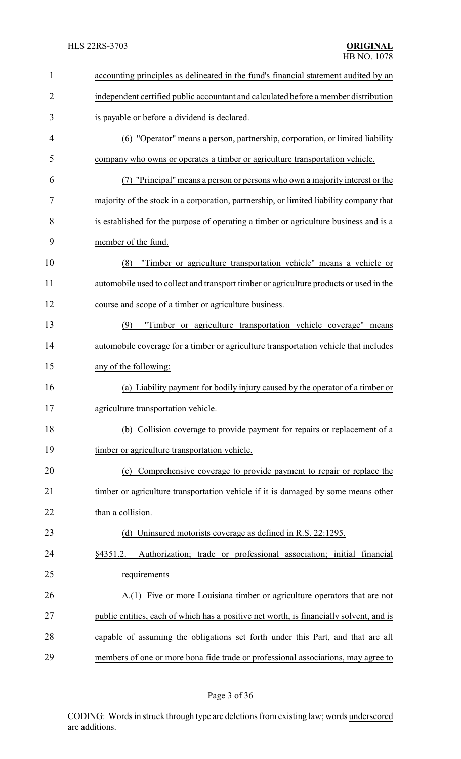accounting principles as delineated in the fund's financial statement audited by an independent certified public accountant and calculated before a member distribution is payable or before a dividend is declared.

(6) "Operator" means a person, partnership, corporation, or limited liability company who owns or operates a timber or agriculture transportation vehicle.

(7) "Principal" means a person or persons who own a majority interest or the majority of the stock in a corporation, partnership, or limited liability company that is established for the purpose of operating a timber or agriculture business and is a member of the fund.

(8) "Timber or agriculture transportation vehicle" means a vehicle or automobile used to collect and transport timber or agriculture products or used in the course and scope of a timber or agriculture business.

(9) "Timber or agriculture transportation vehicle coverage" means automobile coverage for a timber or agriculture transportation vehicle that includes any of the following:

(a) Liability payment for bodily injury caused by the operator of a timber or agriculture transportation vehicle.

(b) Collision coverage to provide payment for repairs or replacement of a timber or agriculture transportation vehicle.

(c) Comprehensive coverage to provide payment to repair or replace the timber or agriculture transportation vehicle if it is damaged by some means other than a collision.

(d) Uninsured motorists coverage as defined in R.S. 22:1295.

§4351.2. Authorization; trade or professional association; initial financial requirements

A.(1) Five or more Louisiana timber or agriculture operators that are not public entities, each of which has a positive net worth, is financially solvent, and is capable of assuming the obligations set forth under this Part, and that are all members of one or more bona fide trade or professional associations, may agree to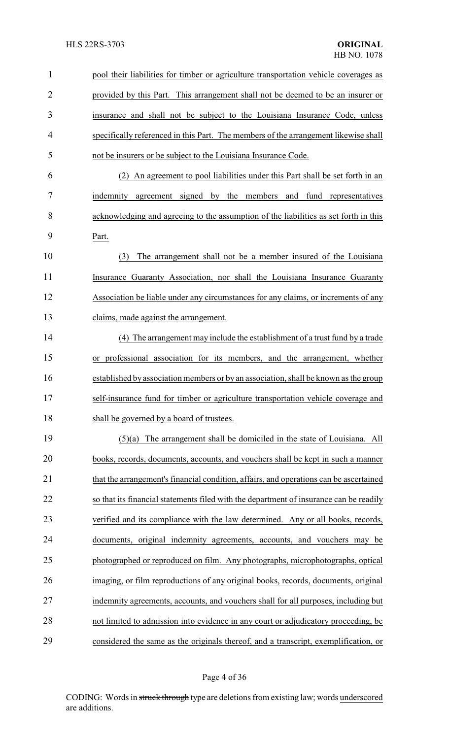pool their liabilities for timber or agriculture transportation vehicle coverages as provided by this Part. This arrangement shall not be deemed to be an insurer or insurance and shall not be subject to the Louisiana Insurance Code, unless specifically referenced in this Part. The members of the arrangement likewise shall not be insurers or be subject to the Louisiana Insurance Code.

(2) An agreement to pool liabilities under this Part shall be set forth in an indemnity agreement signed by the members and fund representatives acknowledging and agreeing to the assumption of the liabilities as set forth in this Part.

(3) The arrangement shall not be a member insured of the Louisiana Insurance Guaranty Association, nor shall the Louisiana Insurance Guaranty Association be liable under any circumstances for any claims, or increments of any claims, made against the arrangement.

(4) The arrangement may include the establishment of a trust fund by a trade or professional association for its members, and the arrangement, whether established by association members or by an association, shall be known as the group self-insurance fund for timber or agriculture transportation vehicle coverage and shall be governed by a board of trustees.

(5)(a) The arrangement shall be domiciled in the state of Louisiana. All books, records, documents, accounts, and vouchers shall be kept in such a manner that the arrangement's financial condition, affairs, and operations can be ascertained so that its financial statements filed with the department of insurance can be readily verified and its compliance with the law determined. Any or all books, records, documents, original indemnity agreements, accounts, and vouchers may be photographed or reproduced on film. Any photographs, microphotographs, optical imaging, or film reproductions of any original books, records, documents, original indemnity agreements, accounts, and vouchers shall for all purposes, including but not limited to admission into evidence in any court or adjudicatory proceeding, be considered the same as the originals thereof, and a transcript, exemplification, or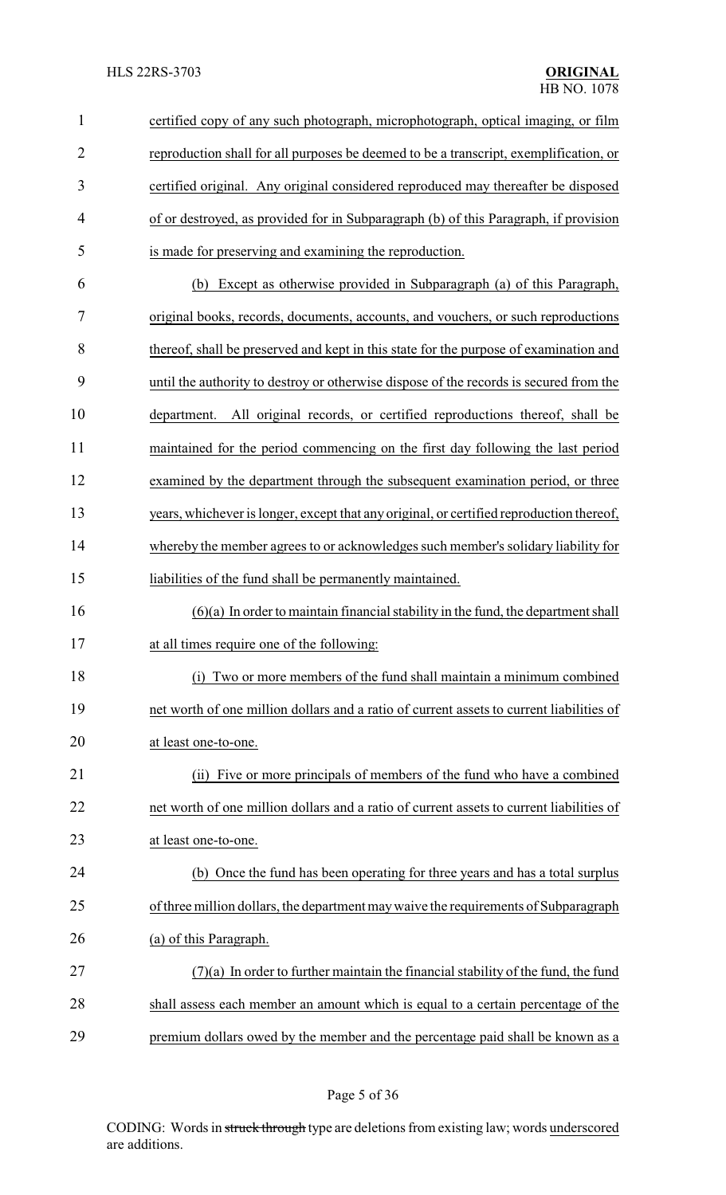certified copy of any such photograph, microphotograph, optical imaging, or film reproduction shall for all purposes be deemed to be a transcript, exemplification, or certified original. Any original considered reproduced may thereafter be disposed of or destroyed, as provided for in Subparagraph (b) of this Paragraph, if provision is made for preserving and examining the reproduction.

(b) Except as otherwise provided in Subparagraph (a) of this Paragraph, original books, records, documents, accounts, and vouchers, or such reproductions thereof, shall be preserved and kept in this state for the purpose of examination and until the authority to destroy or otherwise dispose of the records is secured from the department. All original records, or certified reproductions thereof, shall be maintained for the period commencing on the first day following the last period examined by the department through the subsequent examination period, or three years, whichever is longer, except that any original, or certified reproduction thereof, whereby the member agrees to or acknowledges such member's solidary liability for liabilities of the fund shall be permanently maintained.

(6)(a) In order to maintain financial stability in the fund, the department shall at all times require one of the following:

(i) Two or more members of the fund shall maintain a minimum combined net worth of one million dollars and a ratio of current assets to current liabilities of at least one-to-one.

(ii) Five or more principals of members of the fund who have a combined net worth of one million dollars and a ratio of current assets to current liabilities of at least one-to-one.

(b) Once the fund has been operating for three years and has a total surplus of three million dollars, the department may waive the requirements of Subparagraph (a) of this Paragraph.

(7)(a) In order to further maintain the financial stability of the fund, the fund shall assess each member an amount which is equal to a certain percentage of the premium dollars owed by the member and the percentage paid shall be known as a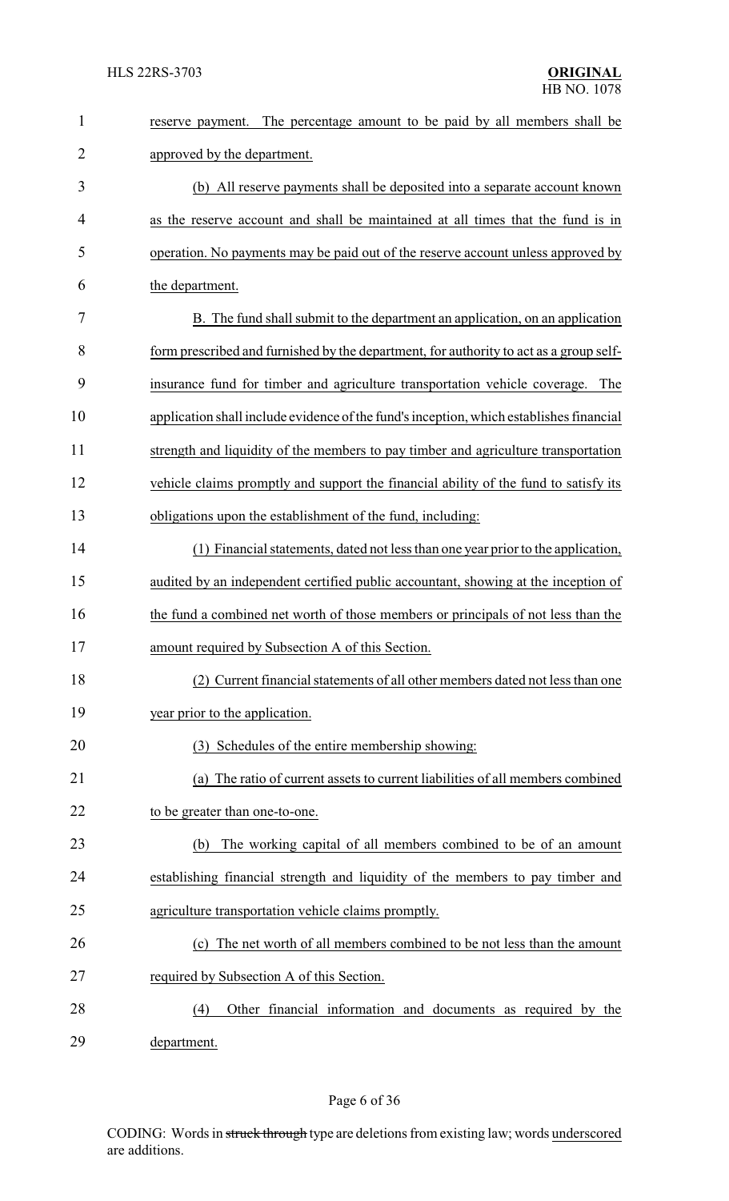reserve payment. The percentage amount to be paid by all members shall be approved by the department.

(b) All reserve payments shall be deposited into a separate account known as the reserve account and shall be maintained at all times that the fund is in operation. No payments may be paid out of the reserve account unless approved by the department.

B. The fund shall submit to the department an application, on an application form prescribed and furnished by the department, for authority to act as a group self-insurance fund for timber and agriculture transportation vehicle coverage. The application shall include evidence of the fund's inception, which establishes financial strength and liquidity of the members to pay timber and agriculture transportation vehicle claims promptly and support the financial ability of the fund to satisfy its obligations upon the establishment of the fund, including:

(1) Financial statements, dated not less than one year prior to the application, audited by an independent certified public accountant, showing at the inception of the fund a combined net worth of those members or principals of not less than the amount required by Subsection A of this Section.

(2) Current financial statements of all other members dated not less than one year prior to the application.

(3) Schedules of the entire membership showing:

(a) The ratio of current assets to current liabilities of all members combined to be greater than one-to-one.

(b) The working capital of all members combined to be of an amount establishing financial strength and liquidity of the members to pay timber and agriculture transportation vehicle claims promptly.

(c) The net worth of all members combined to be not less than the amount required by Subsection A of this Section.

(4) Other financial information and documents as required by the department.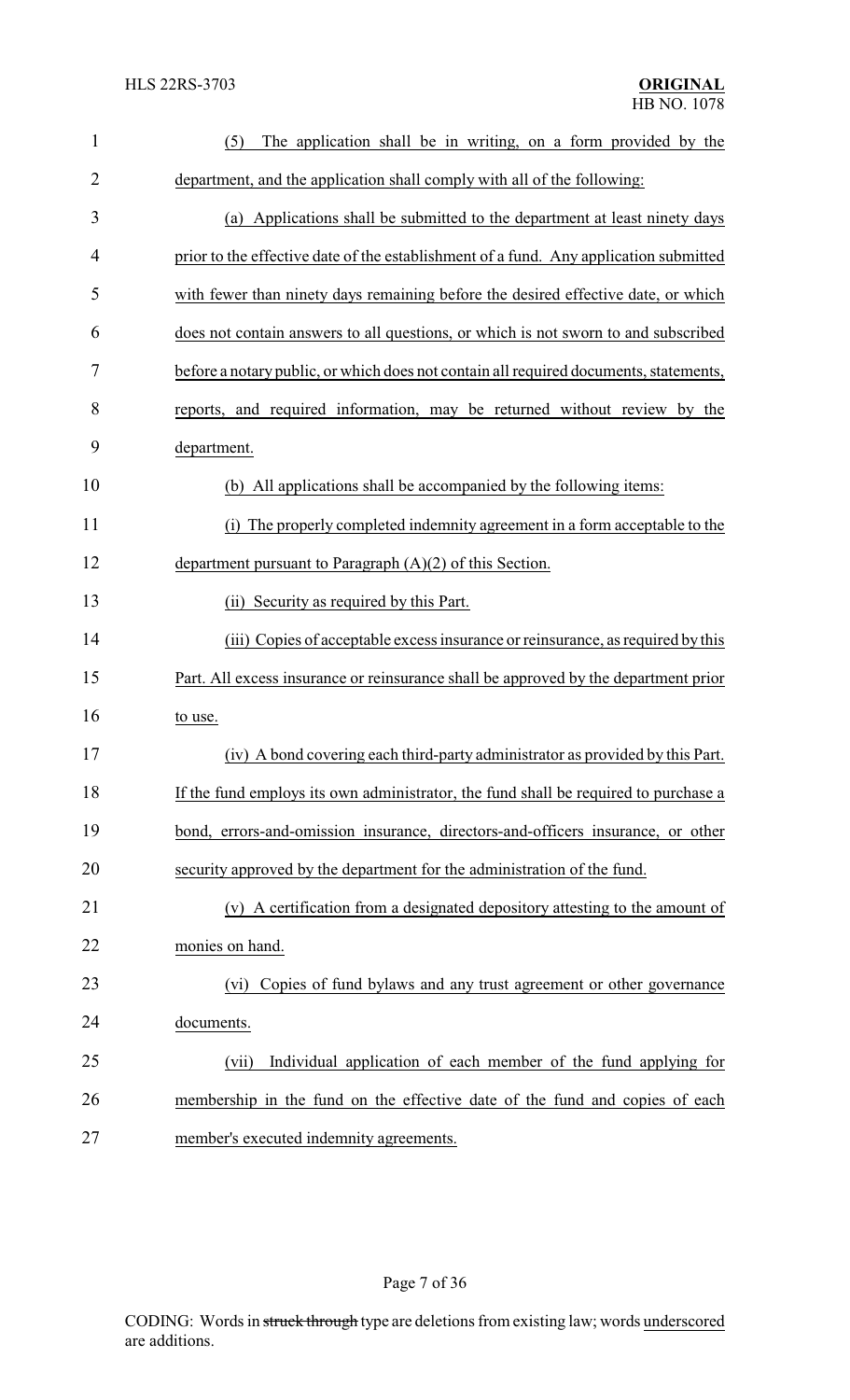(5) The application shall be in writing, on a form provided by the department, and the application shall comply with all of the following:

(a) Applications shall be submitted to the department at least ninety days prior to the effective date of the establishment of a fund. Any application submitted with fewer than ninety days remaining before the desired effective date, or which does not contain answers to all questions, or which is not sworn to and subscribed before a notary public, or which does not contain all required documents, statements, reports, and required information, may be returned without review by the department.

(b) All applications shall be accompanied by the following items:

(i) The properly completed indemnity agreement in a form acceptable to the department pursuant to Paragraph (A)(2) of this Section.

(ii) Security as required by this Part.

(iii) Copies of acceptable excess insurance or reinsurance, as required by this Part. All excess insurance or reinsurance shall be approved by the department prior to use.

(iv) A bond covering each third-party administrator as provided by this Part. If the fund employs its own administrator, the fund shall be required to purchase a bond, errors-and-omission insurance, directors-and-officers insurance, or other security approved by the department for the administration of the fund.

(v) A certification from a designated depository attesting to the amount of monies on hand.

(vi) Copies of fund bylaws and any trust agreement or other governance documents.

(vii) Individual application of each member of the fund applying for membership in the fund on the effective date of the fund and copies of each member's executed indemnity agreements.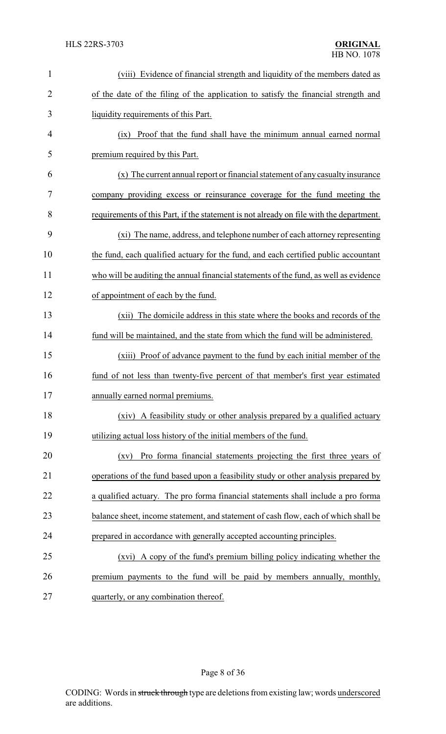(viii) Evidence of financial strength and liquidity of the members dated as of the date of the filing of the application to satisfy the financial strength and liquidity requirements of this Part.

(ix) Proof that the fund shall have the minimum annual earned normal premium required by this Part.

(x) The current annual report or financial statement of any casualty insurance company providing excess or reinsurance coverage for the fund meeting the requirements of this Part, if the statement is not already on file with the department.

(xi) The name, address, and telephone number of each attorney representing the fund, each qualified actuary for the fund, and each certified public accountant who will be auditing the annual financial statements of the fund, as well as evidence of appointment of each by the fund.

(xii) The domicile address in this state where the books and records of the fund will be maintained, and the state from which the fund will be administered.

(xiii) Proof of advance payment to the fund by each initial member of the fund of not less than twenty-five percent of that member's first year estimated annually earned normal premiums.

(xiv) A feasibility study or other analysis prepared by a qualified actuary utilizing actual loss history of the initial members of the fund.

(xv) Pro forma financial statements projecting the first three years of operations of the fund based upon a feasibility study or other analysis prepared by a qualified actuary. The pro forma financial statements shall include a pro forma balance sheet, income statement, and statement of cash flow, each of which shall be prepared in accordance with generally accepted accounting principles.

(xvi) A copy of the fund's premium billing policy indicating whether the premium payments to the fund will be paid by members annually, monthly, quarterly, or any combination thereof.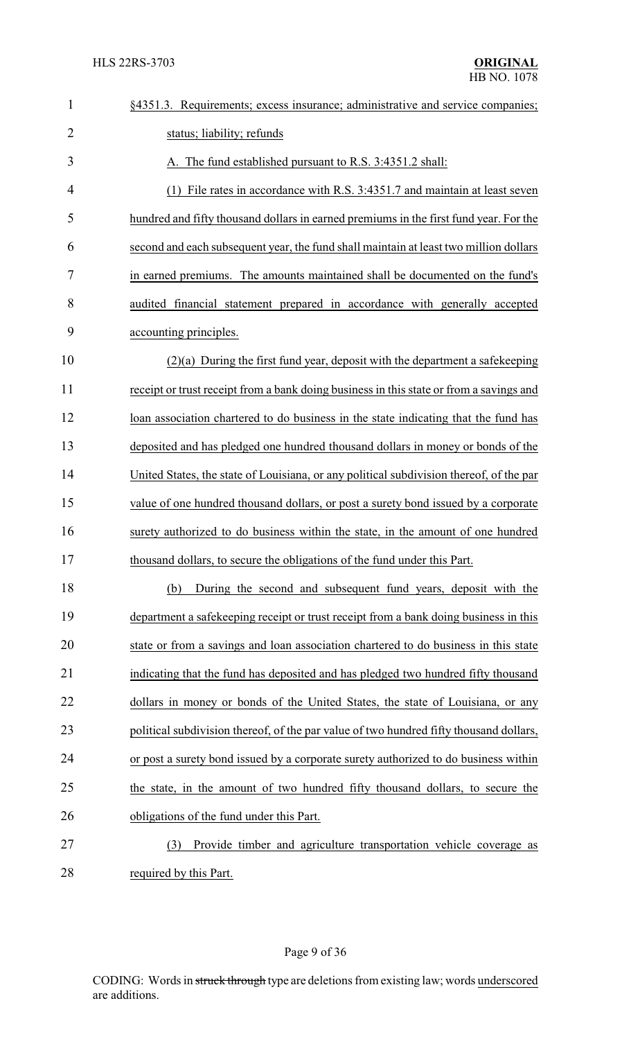§4351.3. Requirements; excess insurance; administrative and service companies; status; liability; refunds

A. The fund established pursuant to R.S. 3:4351.2 shall:

(1) File rates in accordance with R.S. 3:4351.7 and maintain at least seven hundred and fifty thousand dollars in earned premiums in the first fund year. For the second and each subsequent year, the fund shall maintain at least two million dollars in earned premiums. The amounts maintained shall be documented on the fund's audited financial statement prepared in accordance with generally accepted accounting principles.

(2)(a) During the first fund year, deposit with the department a safekeeping receipt or trust receipt from a bank doing business in this state or from a savings and loan association chartered to do business in the state indicating that the fund has deposited and has pledged one hundred thousand dollars in money or bonds of the United States, the state of Louisiana, or any political subdivision thereof, of the par value of one hundred thousand dollars, or post a surety bond issued by a corporate surety authorized to do business within the state, in the amount of one hundred thousand dollars, to secure the obligations of the fund under this Part.

(b) During the second and subsequent fund years, deposit with the department a safekeeping receipt or trust receipt from a bank doing business in this state or from a savings and loan association chartered to do business in this state indicating that the fund has deposited and has pledged two hundred fifty thousand dollars in money or bonds of the United States, the state of Louisiana, or any political subdivision thereof, of the par value of two hundred fifty thousand dollars, or post a surety bond issued by a corporate surety authorized to do business within the state, in the amount of two hundred fifty thousand dollars, to secure the obligations of the fund under this Part.

(3) Provide timber and agriculture transportation vehicle coverage as required by this Part.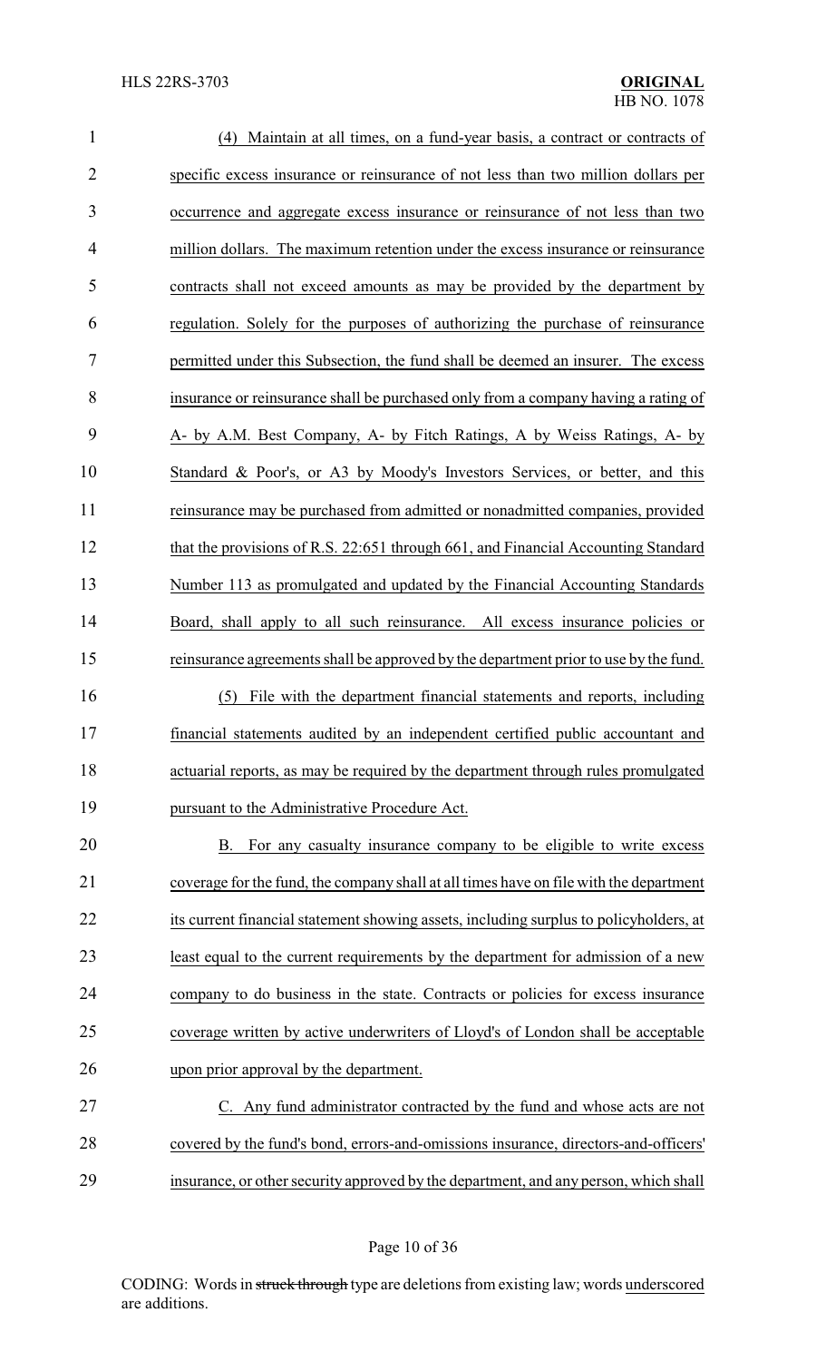(4) Maintain at all times, on a fund-year basis, a contract or contracts of specific excess insurance or reinsurance of not less than two million dollars per occurrence and aggregate excess insurance or reinsurance of not less than two million dollars. The maximum retention under the excess insurance or reinsurance contracts shall not exceed amounts as may be provided by the department by regulation. Solely for the purposes of authorizing the purchase of reinsurance permitted under this Subsection, the fund shall be deemed an insurer. The excess insurance or reinsurance shall be purchased only from a company having a rating of A- by A.M. Best Company, A- by Fitch Ratings, A by Weiss Ratings, A- by Standard & Poor's, or A3 by Moody's Investors Services, or better, and this reinsurance may be purchased from admitted or nonadmitted companies, provided that the provisions of R.S. 22:651 through 661, and Financial Accounting Standard Number 113 as promulgated and updated by the Financial Accounting Standards Board, shall apply to all such reinsurance. All excess insurance policies or reinsurance agreements shall be approved by the department prior to use by the fund.

(5) File with the department financial statements and reports, including financial statements audited by an independent certified public accountant and actuarial reports, as may be required by the department through rules promulgated pursuant to the Administrative Procedure Act.

B. For any casualty insurance company to be eligible to write excess coverage for the fund, the company shall at all times have on file with the department its current financial statement showing assets, including surplus to policyholders, at least equal to the current requirements by the department for admission of a new company to do business in the state. Contracts or policies for excess insurance coverage written by active underwriters of Lloyd's of London shall be acceptable upon prior approval by the department.

C. Any fund administrator contracted by the fund and whose acts are not covered by the fund's bond, errors-and-omissions insurance, directors-and-officers' insurance, or other security approved by the department, and any person, which shall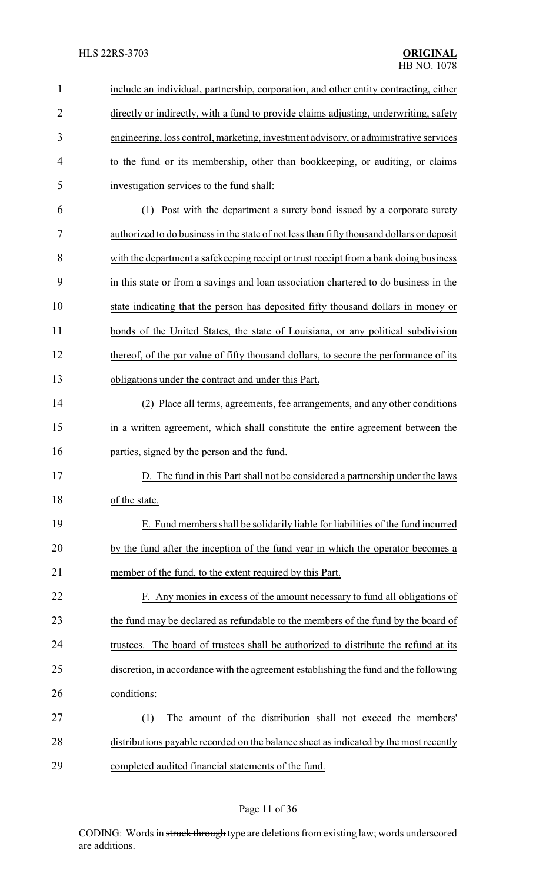include an individual, partnership, corporation, and other entity contracting, either directly or indirectly, with a fund to provide claims adjusting, underwriting, safety engineering, loss control, marketing, investment advisory, or administrative services to the fund or its membership, other than bookkeeping, or auditing, or claims investigation services to the fund shall:

(1) Post with the department a surety bond issued by a corporate surety authorized to do business in the state of not less than fifty thousand dollars or deposit with the department a safekeeping receipt or trust receipt from a bank doing business in this state or from a savings and loan association chartered to do business in the state indicating that the person has deposited fifty thousand dollars in money or bonds of the United States, the state of Louisiana, or any political subdivision thereof, of the par value of fifty thousand dollars, to secure the performance of its obligations under the contract and under this Part.

(2) Place all terms, agreements, fee arrangements, and any other conditions in a written agreement, which shall constitute the entire agreement between the parties, signed by the person and the fund.

D. The fund in this Part shall not be considered a partnership under the laws of the state.

E. Fund members shall be solidarily liable for liabilities of the fund incurred by the fund after the inception of the fund year in which the operator becomes a member of the fund, to the extent required by this Part.

F. Any monies in excess of the amount necessary to fund all obligations of the fund may be declared as refundable to the members of the fund by the board of trustees. The board of trustees shall be authorized to distribute the refund at its discretion, in accordance with the agreement establishing the fund and the following conditions:

(1) The amount of the distribution shall not exceed the members' distributions payable recorded on the balance sheet as indicated by the most recently completed audited financial statements of the fund.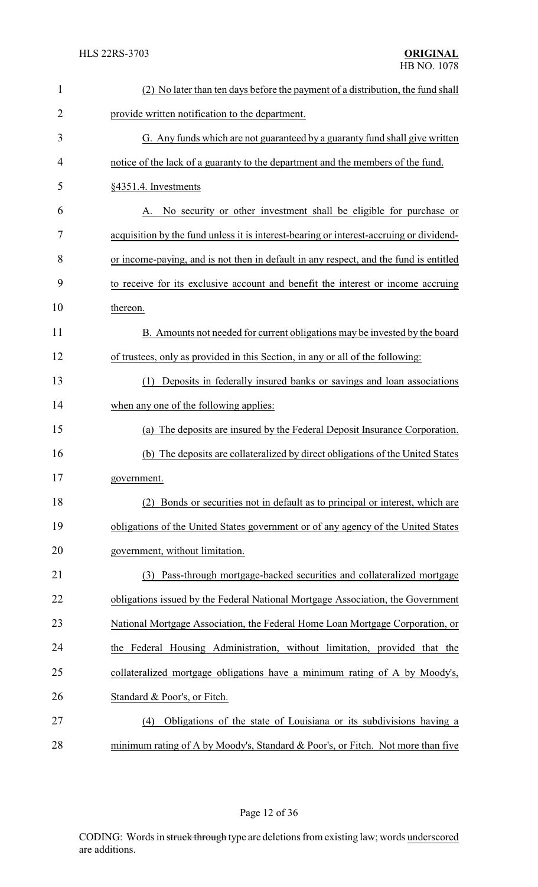(2) No later than ten days before the payment of a distribution, the fund shall provide written notification to the department.

G. Any funds which are not guaranteed by a guaranty fund shall give written notice of the lack of a guaranty to the department and the members of the fund.

§4351.4. Investments

A. No security or other investment shall be eligible for purchase or acquisition by the fund unless it is interest-bearing or interest-accruing or dividend- or income-paying, and is not then in default in any respect, and the fund is entitled to receive for its exclusive account and benefit the interest or income accruing thereon.

B. Amounts not needed for current obligations may be invested by the board of trustees, only as provided in this Section, in any or all of the following:

(1) Deposits in federally insured banks or savings and loan associations when any one of the following applies:

(a) The deposits are insured by the Federal Deposit Insurance Corporation.

(b) The deposits are collateralized by direct obligations of the United States government.

(2) Bonds or securities not in default as to principal or interest, which are obligations of the United States government or of any agency of the United States government, without limitation.

(3) Pass-through mortgage-backed securities and collateralized mortgage obligations issued by the Federal National Mortgage Association, the Government National Mortgage Association, the Federal Home Loan Mortgage Corporation, or the Federal Housing Administration, without limitation, provided that the collateralized mortgage obligations have a minimum rating of A by Moody's, Standard & Poor's, or Fitch.

(4) Obligations of the state of Louisiana or its subdivisions having a minimum rating of A by Moody's, Standard & Poor's, or Fitch. Not more than five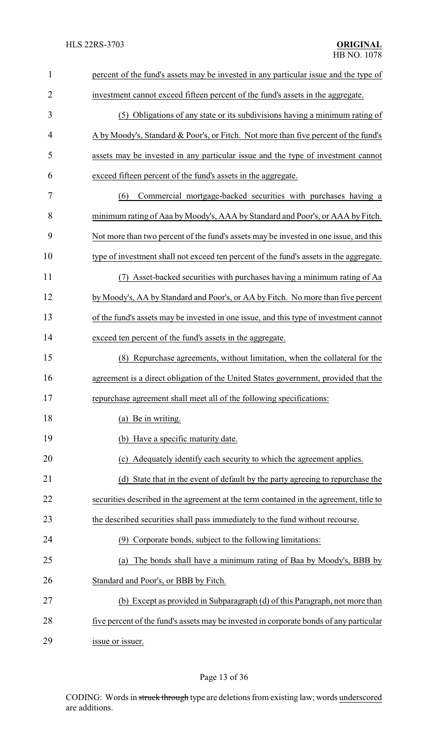percent of the fund's assets may be invested in any particular issue and the type of investment cannot exceed fifteen percent of the fund's assets in the aggregate.

(5) Obligations of any state or its subdivisions having a minimum rating of A by Moody's, Standard & Poor's, or Fitch. Not more than five percent of the fund's assets may be invested in any particular issue and the type of investment cannot exceed fifteen percent of the fund's assets in the aggregate.

(6) Commercial mortgage-backed securities with purchases having a minimum rating of Aaa by Moody's, AAA by Standard and Poor's, or AAA by Fitch. Not more than two percent of the fund's assets may be invested in one issue, and this type of investment shall not exceed ten percent of the fund's assets in the aggregate.

(7) Asset-backed securities with purchases having a minimum rating of Aa by Moody's, AA by Standard and Poor's, or AA by Fitch. No more than five percent of the fund's assets may be invested in one issue, and this type of investment cannot exceed ten percent of the fund's assets in the aggregate.

(8) Repurchase agreements, without limitation, when the collateral for the agreement is a direct obligation of the United States government, provided that the repurchase agreement shall meet all of the following specifications:

(a) Be in writing.

(b) Have a specific maturity date.

(c) Adequately identify each security to which the agreement applies.

(d) State that in the event of default by the party agreeing to repurchase the securities described in the agreement at the term contained in the agreement, title to the described securities shall pass immediately to the fund without recourse.

(9) Corporate bonds, subject to the following limitations:

(a) The bonds shall have a minimum rating of Baa by Moody's, BBB by Standard and Poor's, or BBB by Fitch.

(b) Except as provided in Subparagraph (d) of this Paragraph, not more than five percent of the fund's assets may be invested in corporate bonds of any particular issue or issuer.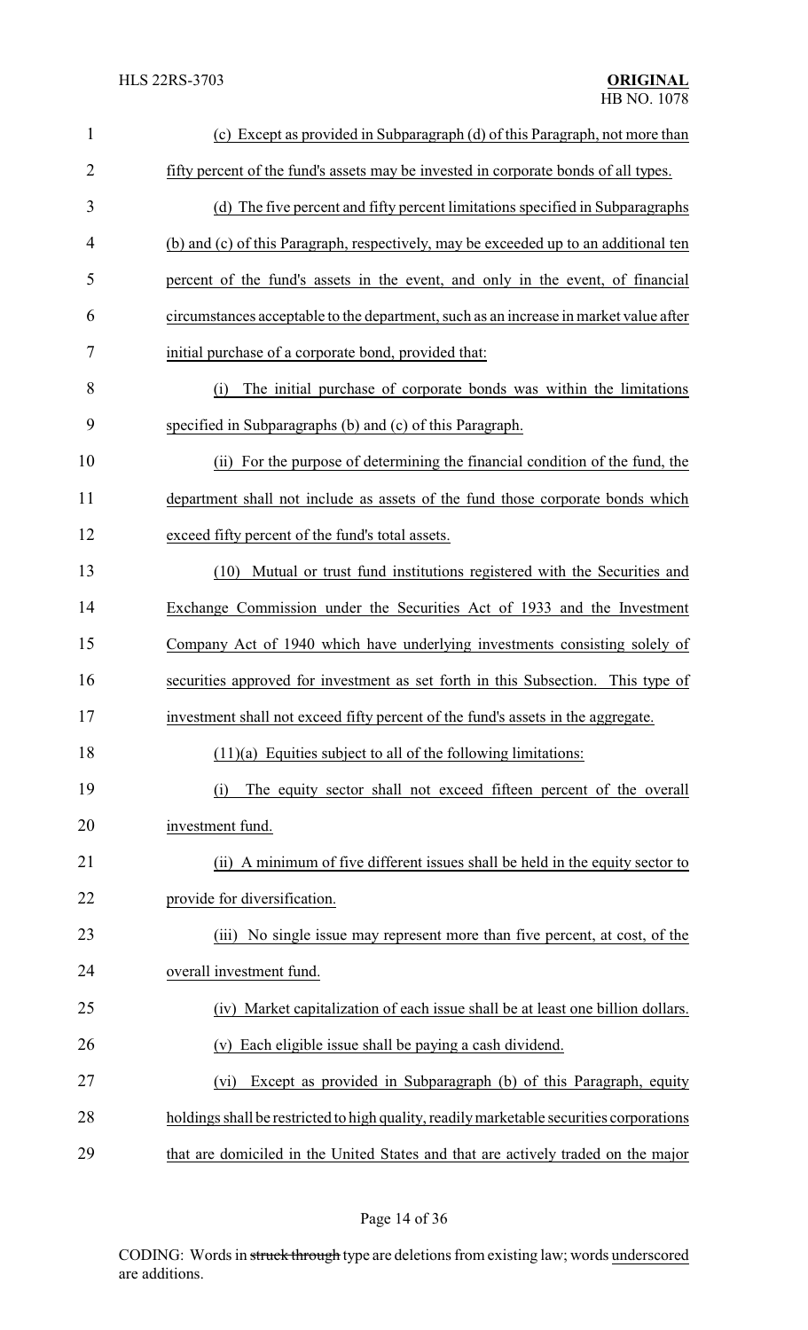(c) Except as provided in Subparagraph (d) of this Paragraph, not more than fifty percent of the fund's assets may be invested in corporate bonds of all types.

(d) The five percent and fifty percent limitations specified in Subparagraphs (b) and (c) of this Paragraph, respectively, may be exceeded up to an additional ten percent of the fund's assets in the event, and only in the event, of financial circumstances acceptable to the department, such as an increase in market value after initial purchase of a corporate bond, provided that:

(i) The initial purchase of corporate bonds was within the limitations specified in Subparagraphs (b) and (c) of this Paragraph.

(ii) For the purpose of determining the financial condition of the fund, the department shall not include as assets of the fund those corporate bonds which exceed fifty percent of the fund's total assets.

<u>(10) Mutual or trust fund institutions registered with the Securities and Exchange Commission under the Securities Act of 1933 and the Investment Company Act of 1940 which have underlying investments consisting solely of securities approved for investment as set forth in this Subsection. This type of investment shall not exceed fifty percent of the fund's assets in the aggregate.</u>

<u>(11)(a) Equities subject to all of the following limitations:</u>

<u>(i) The equity sector shall not exceed fifteen percent of the overall investment fund.</u>

<u>(ii) A minimum of five different issues shall be held in the equity sector to provide for diversification.</u>

<u>(iii) No single issue may represent more than five percent, at cost, of the overall investment fund.</u>

<u>(iv) Market capitalization of each issue shall be at least one billion dollars.</u>

<u>(v) Each eligible issue shall be paying a cash dividend.</u>

<u>(vi) Except as provided in Subparagraph (b) of this Paragraph, equity holdings shall be restricted to high quality, readily marketable securities corporations that are domiciled in the United States and that are actively traded on the major</u>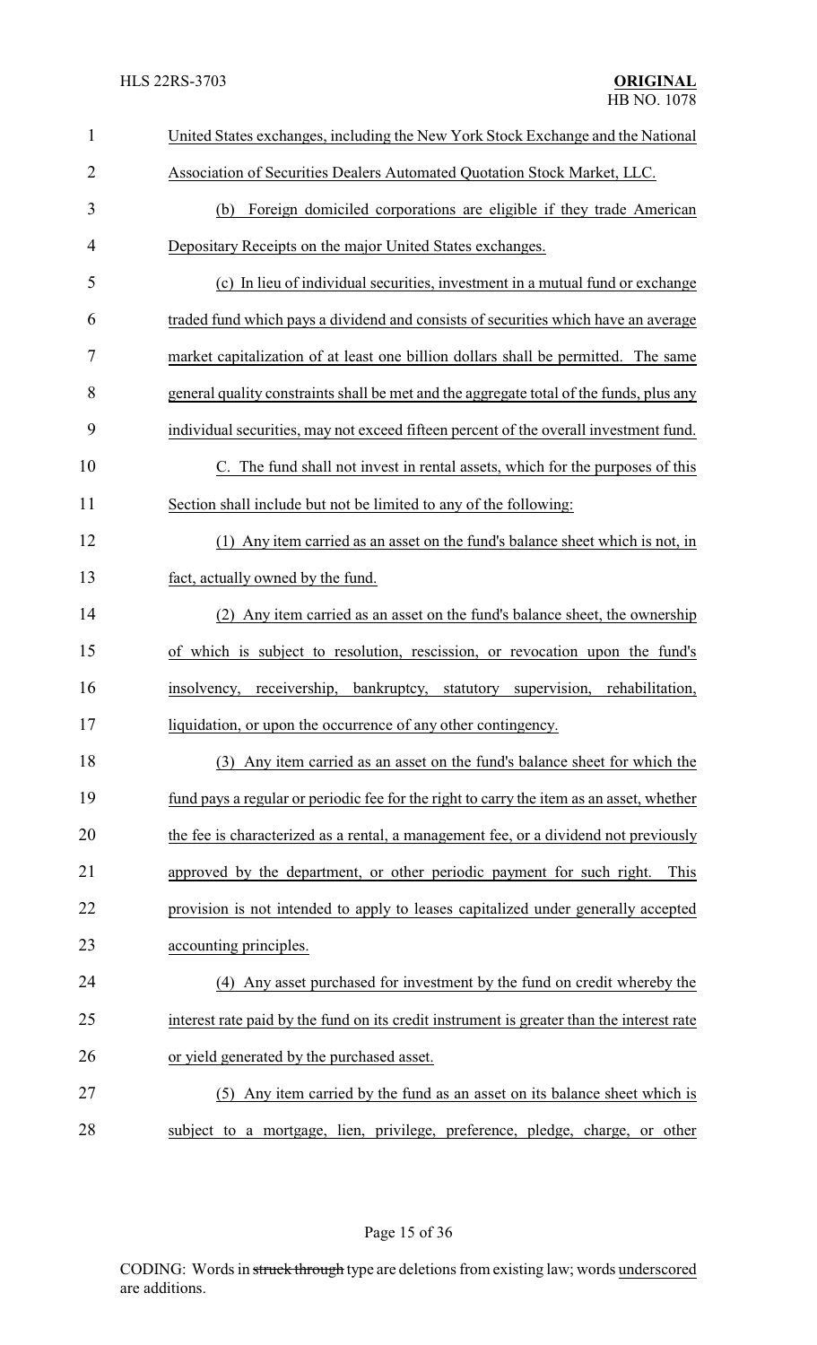United States exchanges, including the New York Stock Exchange and the National Association of Securities Dealers Automated Quotation Stock Market, LLC.

(b) Foreign domiciled corporations are eligible if they trade American Depositary Receipts on the major United States exchanges.

(c) In lieu of individual securities, investment in a mutual fund or exchange traded fund which pays a dividend and consists of securities which have an average market capitalization of at least one billion dollars shall be permitted. The same general quality constraints shall be met and the aggregate total of the funds, plus any individual securities, may not exceed fifteen percent of the overall investment fund.

C. The fund shall not invest in rental assets, which for the purposes of this Section shall include but not be limited to any of the following:

(1) Any item carried as an asset on the fund's balance sheet which is not, in fact, actually owned by the fund.

(2) Any item carried as an asset on the fund's balance sheet, the ownership of which is subject to resolution, rescission, or revocation upon the fund's insolvency, receivership, bankruptcy, statutory supervision, rehabilitation, liquidation, or upon the occurrence of any other contingency.

(3) Any item carried as an asset on the fund's balance sheet for which the fund pays a regular or periodic fee for the right to carry the item as an asset, whether the fee is characterized as a rental, a management fee, or a dividend not previously approved by the department, or other periodic payment for such right. This provision is not intended to apply to leases capitalized under generally accepted accounting principles.

(4) Any asset purchased for investment by the fund on credit whereby the interest rate paid by the fund on its credit instrument is greater than the interest rate or yield generated by the purchased asset.

(5) Any item carried by the fund as an asset on its balance sheet which is subject to a mortgage, lien, privilege, preference, pledge, charge, or other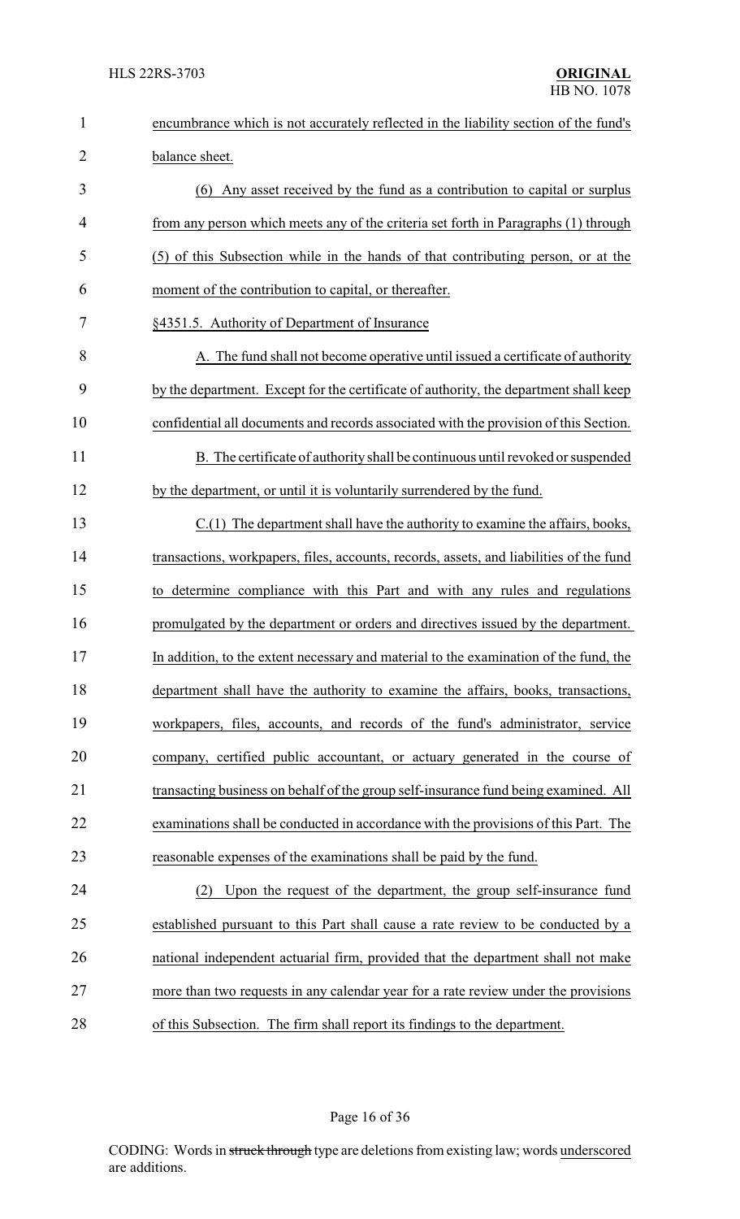encumbrance which is not accurately reflected in the liability section of the fund's balance sheet.

(6) Any asset received by the fund as a contribution to capital or surplus from any person which meets any of the criteria set forth in Paragraphs (1) through (5) of this Subsection while in the hands of that contributing person, or at the moment of the contribution to capital, or thereafter.

§4351.5. Authority of Department of Insurance

A. The fund shall not become operative until issued a certificate of authority by the department. Except for the certificate of authority, the department shall keep confidential all documents and records associated with the provision of this Section.

B. The certificate of authority shall be continuous until revoked or suspended by the department, or until it is voluntarily surrendered by the fund.

C.(1) The department shall have the authority to examine the affairs, books, transactions, workpapers, files, accounts, records, assets, and liabilities of the fund to determine compliance with this Part and with any rules and regulations promulgated by the department or orders and directives issued by the department. In addition, to the extent necessary and material to the examination of the fund, the department shall have the authority to examine the affairs, books, transactions, workpapers, files, accounts, and records of the fund's administrator, service company, certified public accountant, or actuary generated in the course of transacting business on behalf of the group self-insurance fund being examined. All examinations shall be conducted in accordance with the provisions of this Part. The reasonable expenses of the examinations shall be paid by the fund.

(2) Upon the request of the department, the group self-insurance fund established pursuant to this Part shall cause a rate review to be conducted by a national independent actuarial firm, provided that the department shall not make more than two requests in any calendar year for a rate review under the provisions of this Subsection. The firm shall report its findings to the department.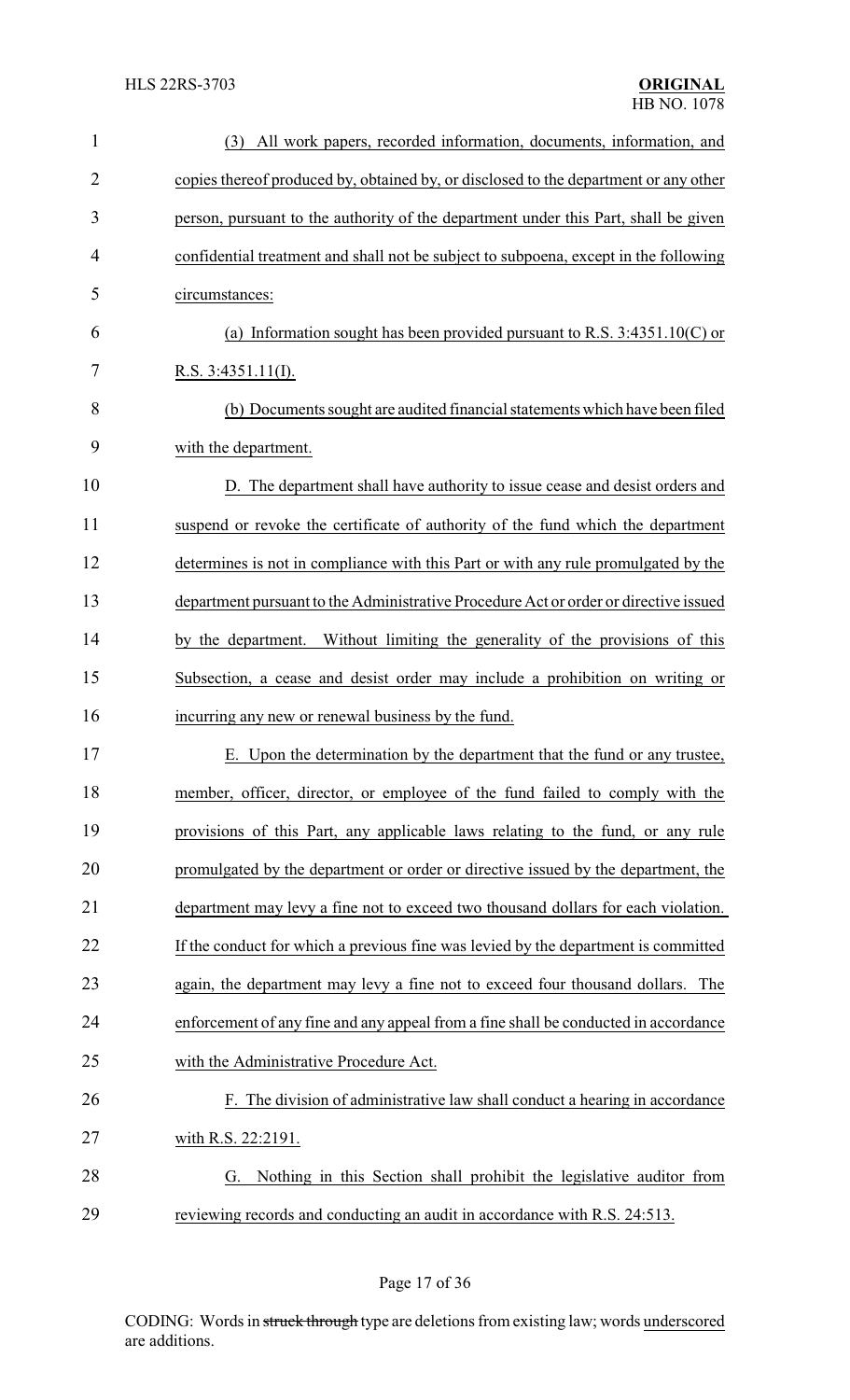(3) All work papers, recorded information, documents, information, and copies thereof produced by, obtained by, or disclosed to the department or any other person, pursuant to the authority of the department under this Part, shall be given confidential treatment and shall not be subject to subpoena, except in the following circumstances:

(a) Information sought has been provided pursuant to R.S. 3:4351.10(C) or R.S. 3:4351.11(I).

(b) Documents sought are audited financial statements which have been filed with the department.

D. The department shall have authority to issue cease and desist orders and suspend or revoke the certificate of authority of the fund which the department determines is not in compliance with this Part or with any rule promulgated by the department pursuant to the Administrative Procedure Act or order or directive issued by the department. Without limiting the generality of the provisions of this Subsection, a cease and desist order may include a prohibition on writing or incurring any new or renewal business by the fund.

E. Upon the determination by the department that the fund or any trustee, member, officer, director, or employee of the fund failed to comply with the provisions of this Part, any applicable laws relating to the fund, or any rule promulgated by the department or order or directive issued by the department, the department may levy a fine not to exceed two thousand dollars for each violation. If the conduct for which a previous fine was levied by the department is committed again, the department may levy a fine not to exceed four thousand dollars. The enforcement of any fine and any appeal from a fine shall be conducted in accordance with the Administrative Procedure Act.

F. The division of administrative law shall conduct a hearing in accordance with R.S. 22:2191.

G. Nothing in this Section shall prohibit the legislative auditor from reviewing records and conducting an audit in accordance with R.S. 24:513.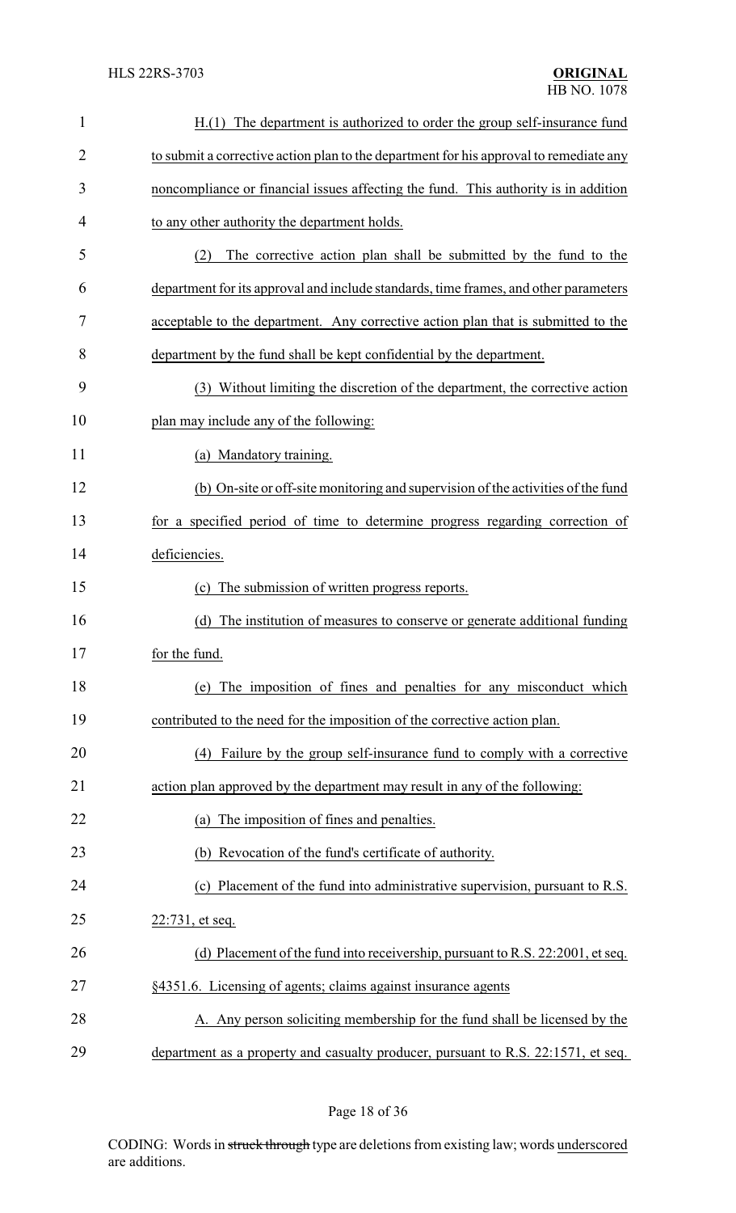H.(1) The department is authorized to order the group self-insurance fund to submit a corrective action plan to the department for his approval to remediate any noncompliance or financial issues affecting the fund. This authority is in addition to any other authority the department holds.

(2) The corrective action plan shall be submitted by the fund to the department for its approval and include standards, time frames, and other parameters acceptable to the department. Any corrective action plan that is submitted to the department by the fund shall be kept confidential by the department.

(3) Without limiting the discretion of the department, the corrective action plan may include any of the following:

(a) Mandatory training.

(b) On-site or off-site monitoring and supervision of the activities of the fund for a specified period of time to determine progress regarding correction of deficiencies.

(c) The submission of written progress reports.

(d) The institution of measures to conserve or generate additional funding for the fund.

(e) The imposition of fines and penalties for any misconduct which contributed to the need for the imposition of the corrective action plan.

(4) Failure by the group self-insurance fund to comply with a corrective action plan approved by the department may result in any of the following:

(a) The imposition of fines and penalties.

(b) Revocation of the fund's certificate of authority.

(c) Placement of the fund into administrative supervision, pursuant to R.S. 22:731, et seq.

(d) Placement of the fund into receivership, pursuant to R.S. 22:2001, et seq.

§4351.6. Licensing of agents; claims against insurance agents

A. Any person soliciting membership for the fund shall be licensed by the department as a property and casualty producer, pursuant to R.S. 22:1571, et seq.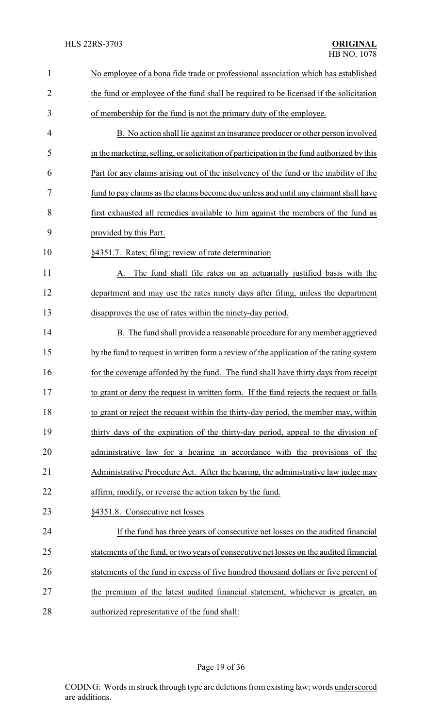No employee of a bona fide trade or professional association which has established the fund or employee of the fund shall be required to be licensed if the solicitation of membership for the fund is not the primary duty of the employee.

B. No action shall lie against an insurance producer or other person involved in the marketing, selling, or solicitation of participation in the fund authorized by this Part for any claims arising out of the insolvency of the fund or the inability of the fund to pay claims as the claims become due unless and until any claimant shall have first exhausted all remedies available to him against the members of the fund as provided by this Part.

§4351.7. Rates; filing; review of rate determination

A. The fund shall file rates on an actuarially justified basis with the department and may use the rates ninety days after filing, unless the department disapproves the use of rates within the ninety-day period.

B. The fund shall provide a reasonable procedure for any member aggrieved by the fund to request in written form a review of the application of the rating system for the coverage afforded by the fund. The fund shall have thirty days from receipt to grant or deny the request in written form. If the fund rejects the request or fails to grant or reject the request within the thirty-day period, the member may, within thirty days of the expiration of the thirty-day period, appeal to the division of administrative law for a hearing in accordance with the provisions of the Administrative Procedure Act. After the hearing, the administrative law judge may affirm, modify, or reverse the action taken by the fund.

§4351.8. Consecutive net losses

If the fund has three years of consecutive net losses on the audited financial statements of the fund, or two years of consecutive net losses on the audited financial statements of the fund in excess of five hundred thousand dollars or five percent of the premium of the latest audited financial statement, whichever is greater, an authorized representative of the fund shall: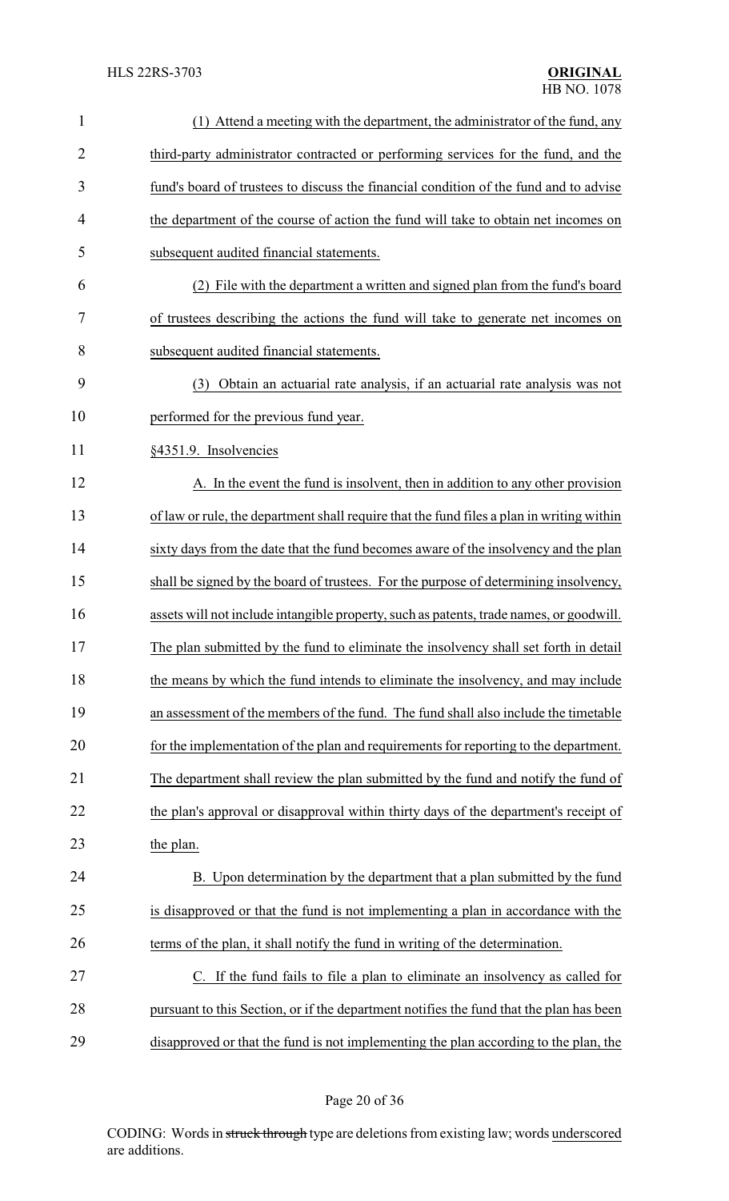(1) Attend a meeting with the department, the administrator of the fund, any third-party administrator contracted or performing services for the fund, and the fund's board of trustees to discuss the financial condition of the fund and to advise the department of the course of action the fund will take to obtain net incomes on subsequent audited financial statements.

(2) File with the department a written and signed plan from the fund's board of trustees describing the actions the fund will take to generate net incomes on subsequent audited financial statements.

(3) Obtain an actuarial rate analysis, if an actuarial rate analysis was not performed for the previous fund year.

§4351.9. Insolvencies

A. In the event the fund is insolvent, then in addition to any other provision of law or rule, the department shall require that the fund files a plan in writing within sixty days from the date that the fund becomes aware of the insolvency and the plan shall be signed by the board of trustees. For the purpose of determining insolvency, assets will not include intangible property, such as patents, trade names, or goodwill. The plan submitted by the fund to eliminate the insolvency shall set forth in detail the means by which the fund intends to eliminate the insolvency, and may include an assessment of the members of the fund. The fund shall also include the timetable for the implementation of the plan and requirements for reporting to the department. The department shall review the plan submitted by the fund and notify the fund of the plan's approval or disapproval within thirty days of the department's receipt of the plan.

B. Upon determination by the department that a plan submitted by the fund is disapproved or that the fund is not implementing a plan in accordance with the terms of the plan, it shall notify the fund in writing of the determination.

C. If the fund fails to file a plan to eliminate an insolvency as called for pursuant to this Section, or if the department notifies the fund that the plan has been disapproved or that the fund is not implementing the plan according to the plan, the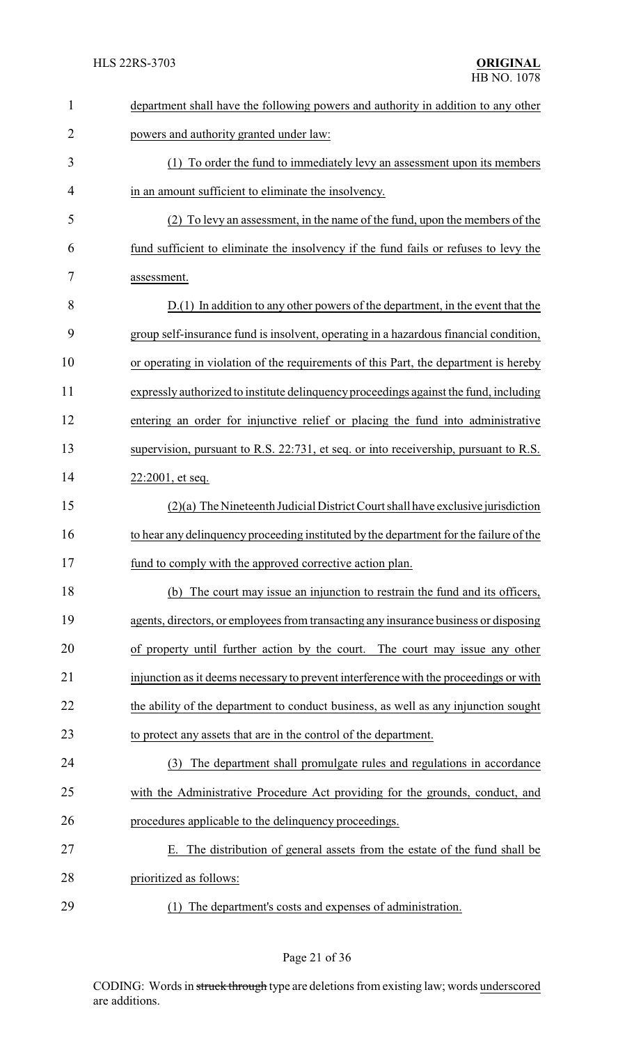department shall have the following powers and authority in addition to any other powers and authority granted under law:

(1) To order the fund to immediately levy an assessment upon its members in an amount sufficient to eliminate the insolvency.

(2) To levy an assessment, in the name of the fund, upon the members of the fund sufficient to eliminate the insolvency if the fund fails or refuses to levy the assessment.

D.(1) In addition to any other powers of the department, in the event that the group self-insurance fund is insolvent, operating in a hazardous financial condition, or operating in violation of the requirements of this Part, the department is hereby expressly authorized to institute delinquency proceedings against the fund, including entering an order for injunctive relief or placing the fund into administrative supervision, pursuant to R.S. 22:731, et seq. or into receivership, pursuant to R.S. 22:2001, et seq.

(2)(a) The Nineteenth Judicial District Court shall have exclusive jurisdiction to hear any delinquency proceeding instituted by the department for the failure of the fund to comply with the approved corrective action plan.

(b) The court may issue an injunction to restrain the fund and its officers, agents, directors, or employees from transacting any insurance business or disposing of property until further action by the court. The court may issue any other injunction as it deems necessary to prevent interference with the proceedings or with the ability of the department to conduct business, as well as any injunction sought to protect any assets that are in the control of the department.

(3) The department shall promulgate rules and regulations in accordance with the Administrative Procedure Act providing for the grounds, conduct, and procedures applicable to the delinquency proceedings.

E. The distribution of general assets from the estate of the fund shall be prioritized as follows:

(1) The department's costs and expenses of administration.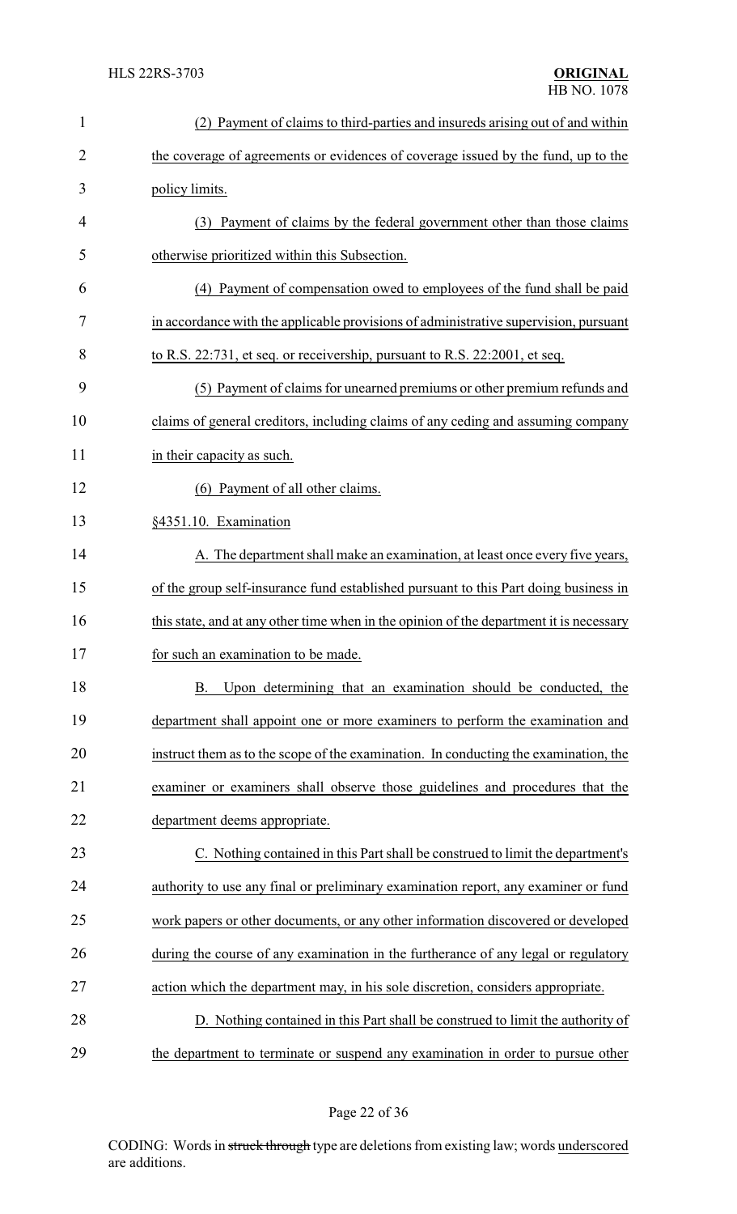(2) Payment of claims to third-parties and insureds arising out of and within the coverage of agreements or evidences of coverage issued by the fund, up to the policy limits.

(3) Payment of claims by the federal government other than those claims otherwise prioritized within this Subsection.

(4) Payment of compensation owed to employees of the fund shall be paid in accordance with the applicable provisions of administrative supervision, pursuant to R.S. 22:731, et seq. or receivership, pursuant to R.S. 22:2001, et seq.

(5) Payment of claims for unearned premiums or other premium refunds and claims of general creditors, including claims of any ceding and assuming company in their capacity as such.

(6) Payment of all other claims.

§4351.10. Examination

A. The department shall make an examination, at least once every five years, of the group self-insurance fund established pursuant to this Part doing business in this state, and at any other time when in the opinion of the department it is necessary for such an examination to be made.

B. Upon determining that an examination should be conducted, the department shall appoint one or more examiners to perform the examination and instruct them as to the scope of the examination. In conducting the examination, the examiner or examiners shall observe those guidelines and procedures that the department deems appropriate.

C. Nothing contained in this Part shall be construed to limit the department's authority to use any final or preliminary examination report, any examiner or fund work papers or other documents, or any other information discovered or developed during the course of any examination in the furtherance of any legal or regulatory action which the department may, in his sole discretion, considers appropriate.

D. Nothing contained in this Part shall be construed to limit the authority of the department to terminate or suspend any examination in order to pursue other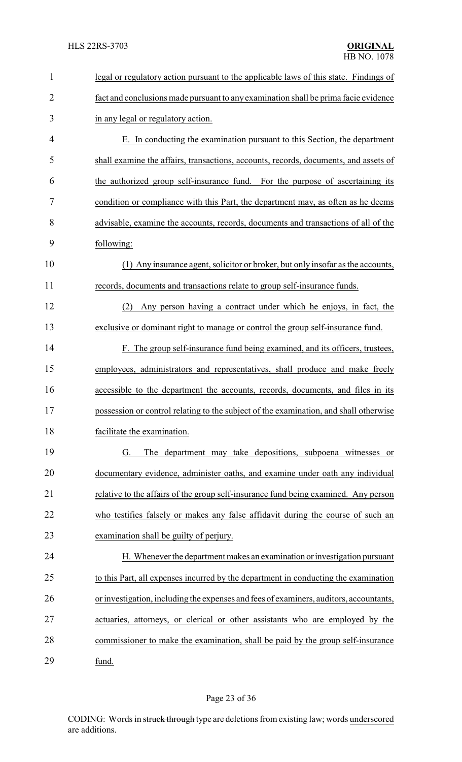legal or regulatory action pursuant to the applicable laws of this state. Findings of fact and conclusions made pursuant to any examination shall be prima facie evidence in any legal or regulatory action.

E. In conducting the examination pursuant to this Section, the department shall examine the affairs, transactions, accounts, records, documents, and assets of the authorized group self-insurance fund. For the purpose of ascertaining its condition or compliance with this Part, the department may, as often as he deems advisable, examine the accounts, records, documents and transactions of all of the following:

(1) Any insurance agent, solicitor or broker, but only insofar as the accounts, records, documents and transactions relate to group self-insurance funds.

(2) Any person having a contract under which he enjoys, in fact, the exclusive or dominant right to manage or control the group self-insurance fund.

F. The group self-insurance fund being examined, and its officers, trustees, employees, administrators and representatives, shall produce and make freely accessible to the department the accounts, records, documents, and files in its possession or control relating to the subject of the examination, and shall otherwise facilitate the examination.

G. The department may take depositions, subpoena witnesses or documentary evidence, administer oaths, and examine under oath any individual relative to the affairs of the group self-insurance fund being examined. Any person who testifies falsely or makes any false affidavit during the course of such an examination shall be guilty of perjury.

H. Whenever the department makes an examination or investigation pursuant to this Part, all expenses incurred by the department in conducting the examination or investigation, including the expenses and fees of examiners, auditors, accountants, actuaries, attorneys, or clerical or other assistants who are employed by the commissioner to make the examination, shall be paid by the group self-insurance fund.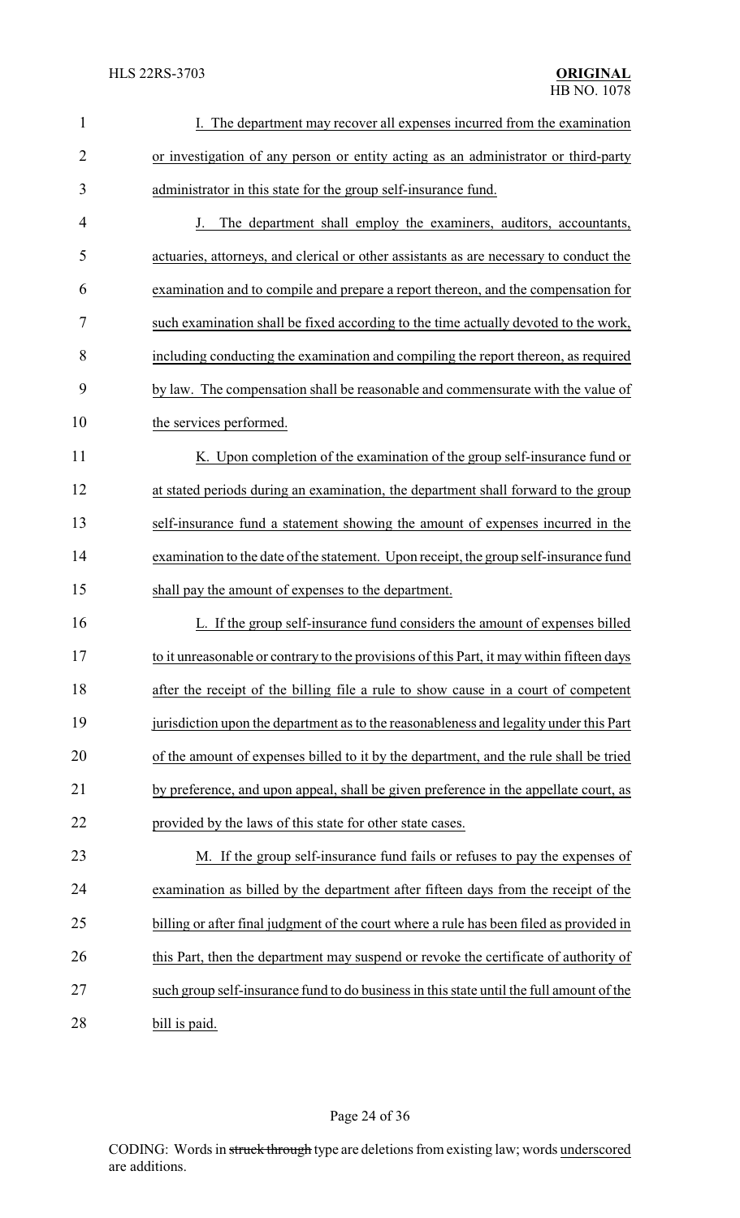I. The department may recover all expenses incurred from the examination or investigation of any person or entity acting as an administrator or third-party administrator in this state for the group self-insurance fund.

J. The department shall employ the examiners, auditors, accountants, actuaries, attorneys, and clerical or other assistants as are necessary to conduct the examination and to compile and prepare a report thereon, and the compensation for such examination shall be fixed according to the time actually devoted to the work, including conducting the examination and compiling the report thereon, as required by law. The compensation shall be reasonable and commensurate with the value of the services performed.

K. Upon completion of the examination of the group self-insurance fund or at stated periods during an examination, the department shall forward to the group self-insurance fund a statement showing the amount of expenses incurred in the examination to the date of the statement. Upon receipt, the group self-insurance fund shall pay the amount of expenses to the department.

L. If the group self-insurance fund considers the amount of expenses billed to it unreasonable or contrary to the provisions of this Part, it may within fifteen days after the receipt of the billing file a rule to show cause in a court of competent jurisdiction upon the department as to the reasonableness and legality under this Part of the amount of expenses billed to it by the department, and the rule shall be tried by preference, and upon appeal, shall be given preference in the appellate court, as provided by the laws of this state for other state cases.

M. If the group self-insurance fund fails or refuses to pay the expenses of examination as billed by the department after fifteen days from the receipt of the billing or after final judgment of the court where a rule has been filed as provided in this Part, then the department may suspend or revoke the certificate of authority of such group self-insurance fund to do business in this state until the full amount of the bill is paid.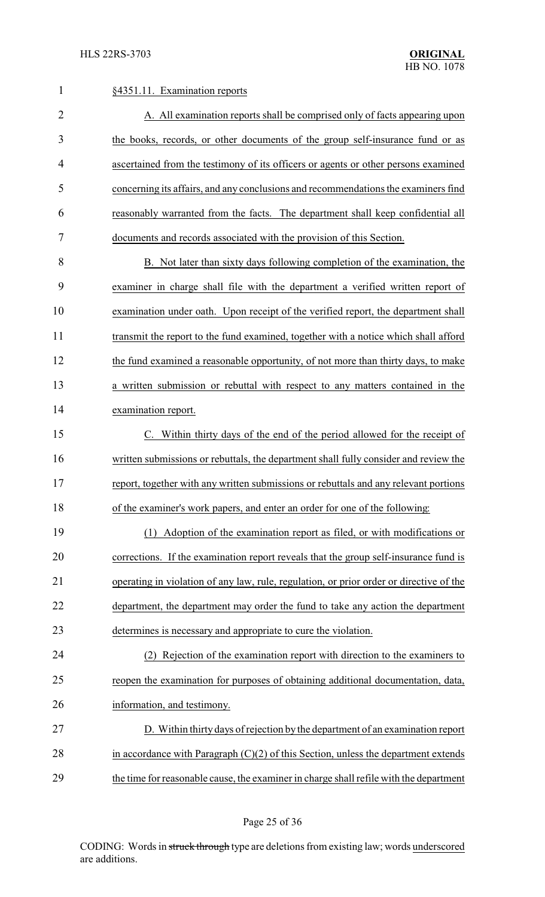§4351.11. Examination reports

A. All examination reports shall be comprised only of facts appearing upon the books, records, or other documents of the group self-insurance fund or as ascertained from the testimony of its officers or agents or other persons examined concerning its affairs, and any conclusions and recommendations the examiners find reasonably warranted from the facts. The department shall keep confidential all documents and records associated with the provision of this Section.

B. Not later than sixty days following completion of the examination, the examiner in charge shall file with the department a verified written report of examination under oath. Upon receipt of the verified report, the department shall transmit the report to the fund examined, together with a notice which shall afford the fund examined a reasonable opportunity, of not more than thirty days, to make a written submission or rebuttal with respect to any matters contained in the examination report.

C. Within thirty days of the end of the period allowed for the receipt of written submissions or rebuttals, the department shall fully consider and review the report, together with any written submissions or rebuttals and any relevant portions of the examiner's work papers, and enter an order for one of the following:

(1) Adoption of the examination report as filed, or with modifications or corrections. If the examination report reveals that the group self-insurance fund is operating in violation of any law, rule, regulation, or prior order or directive of the department, the department may order the fund to take any action the department determines is necessary and appropriate to cure the violation.

(2) Rejection of the examination report with direction to the examiners to reopen the examination for purposes of obtaining additional documentation, data, information, and testimony.

D. Within thirty days of rejection by the department of an examination report in accordance with Paragraph (C)(2) of this Section, unless the department extends the time for reasonable cause, the examiner in charge shall refile with the department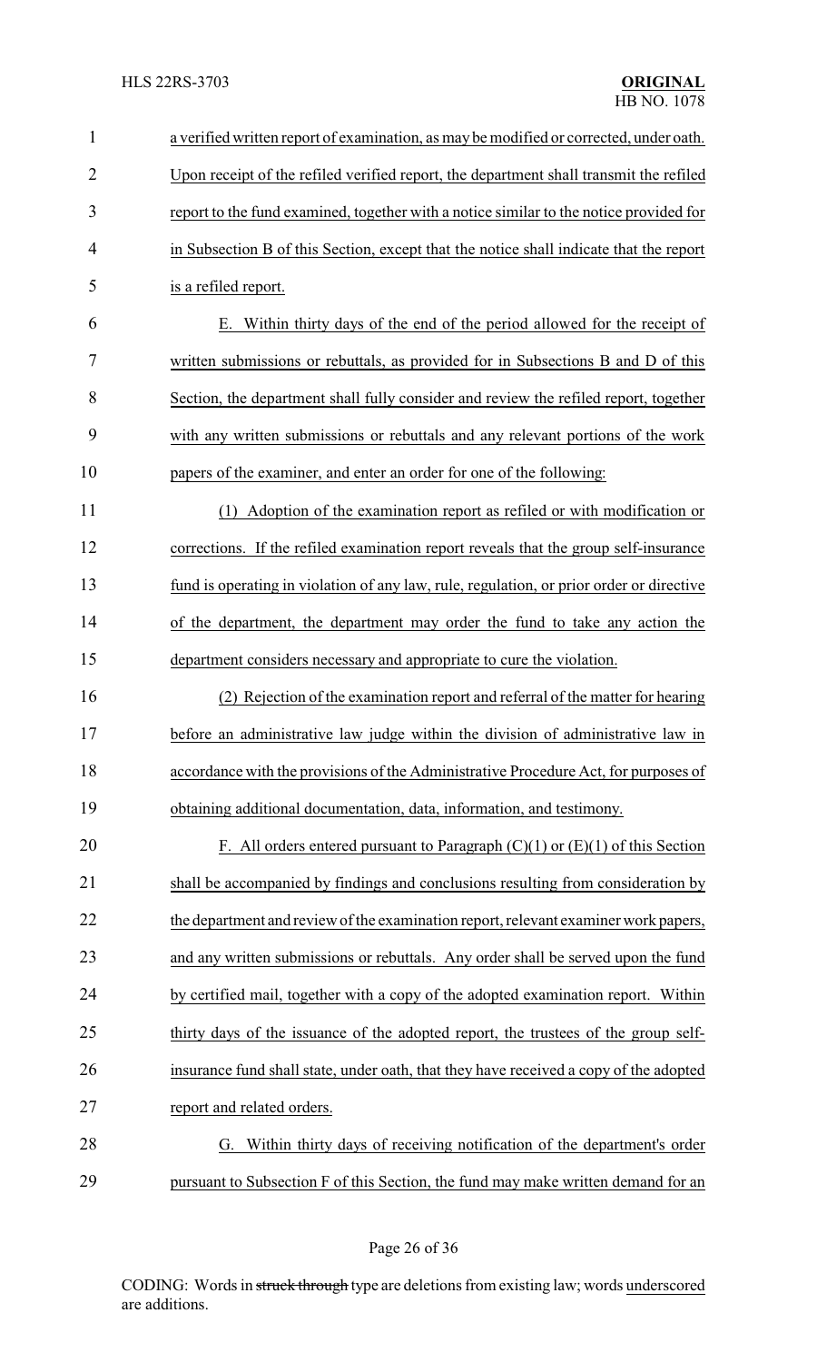a verified written report of examination, as may be modified or corrected, under oath. Upon receipt of the refiled verified report, the department shall transmit the refiled report to the fund examined, together with a notice similar to the notice provided for in Subsection B of this Section, except that the notice shall indicate that the report is a refiled report.

E. Within thirty days of the end of the period allowed for the receipt of written submissions or rebuttals, as provided for in Subsections B and D of this Section, the department shall fully consider and review the refiled report, together with any written submissions or rebuttals and any relevant portions of the work papers of the examiner, and enter an order for one of the following:

(1) Adoption of the examination report as refiled or with modification or corrections. If the refiled examination report reveals that the group self-insurance fund is operating in violation of any law, rule, regulation, or prior order or directive of the department, the department may order the fund to take any action the department considers necessary and appropriate to cure the violation.

(2) Rejection of the examination report and referral of the matter for hearing before an administrative law judge within the division of administrative law in accordance with the provisions of the Administrative Procedure Act, for purposes of obtaining additional documentation, data, information, and testimony.

F. All orders entered pursuant to Paragraph (C)(1) or (E)(1) of this Section shall be accompanied by findings and conclusions resulting from consideration by the department and review of the examination report, relevant examiner work papers, and any written submissions or rebuttals. Any order shall be served upon the fund by certified mail, together with a copy of the adopted examination report. Within thirty days of the issuance of the adopted report, the trustees of the group self-insurance fund shall state, under oath, that they have received a copy of the adopted report and related orders.

G. Within thirty days of receiving notification of the department's order pursuant to Subsection F of this Section, the fund may make written demand for an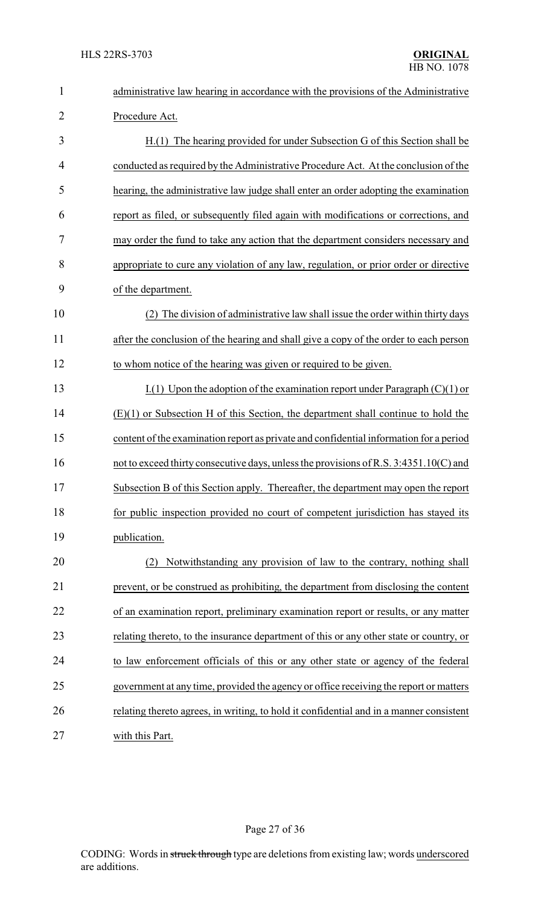administrative law hearing in accordance with the provisions of the Administrative Procedure Act.

H.(1) The hearing provided for under Subsection G of this Section shall be conducted as required by the Administrative Procedure Act. At the conclusion of the hearing, the administrative law judge shall enter an order adopting the examination report as filed, or subsequently filed again with modifications or corrections, and may order the fund to take any action that the department considers necessary and appropriate to cure any violation of any law, regulation, or prior order or directive of the department.

(2) The division of administrative law shall issue the order within thirty days after the conclusion of the hearing and shall give a copy of the order to each person to whom notice of the hearing was given or required to be given.

I.(1) Upon the adoption of the examination report under Paragraph (C)(1) or (E)(1) or Subsection H of this Section, the department shall continue to hold the content of the examination report as private and confidential information for a period not to exceed thirty consecutive days, unless the provisions of R.S. 3:4351.10(C) and Subsection B of this Section apply. Thereafter, the department may open the report for public inspection provided no court of competent jurisdiction has stayed its publication.

(2) Notwithstanding any provision of law to the contrary, nothing shall prevent, or be construed as prohibiting, the department from disclosing the content of an examination report, preliminary examination report or results, or any matter relating thereto, to the insurance department of this or any other state or country, or to law enforcement officials of this or any other state or agency of the federal government at any time, provided the agency or office receiving the report or matters relating thereto agrees, in writing, to hold it confidential and in a manner consistent with this Part.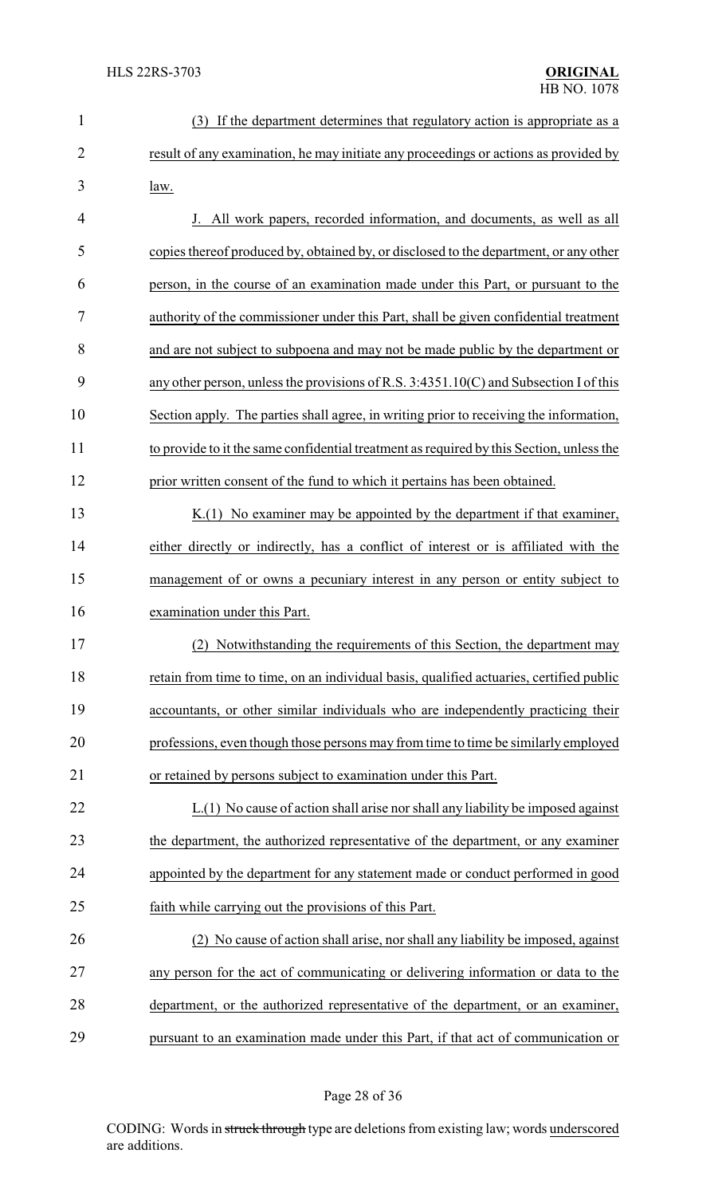(3) If the department determines that regulatory action is appropriate as a result of any examination, he may initiate any proceedings or actions as provided by law.

J. All work papers, recorded information, and documents, as well as all copies thereof produced by, obtained by, or disclosed to the department, or any other person, in the course of an examination made under this Part, or pursuant to the authority of the commissioner under this Part, shall be given confidential treatment and are not subject to subpoena and may not be made public by the department or any other person, unless the provisions of R.S. 3:4351.10(C) and Subsection I of this Section apply. The parties shall agree, in writing prior to receiving the information, to provide to it the same confidential treatment as required by this Section, unless the prior written consent of the fund to which it pertains has been obtained.

K.(1) No examiner may be appointed by the department if that examiner, either directly or indirectly, has a conflict of interest or is affiliated with the management of or owns a pecuniary interest in any person or entity subject to examination under this Part.

(2) Notwithstanding the requirements of this Section, the department may retain from time to time, on an individual basis, qualified actuaries, certified public accountants, or other similar individuals who are independently practicing their professions, even though those persons may from time to time be similarly employed or retained by persons subject to examination under this Part.

L.(1) No cause of action shall arise nor shall any liability be imposed against the department, the authorized representative of the department, or any examiner appointed by the department for any statement made or conduct performed in good faith while carrying out the provisions of this Part.

(2) No cause of action shall arise, nor shall any liability be imposed, against any person for the act of communicating or delivering information or data to the department, or the authorized representative of the department, or an examiner, pursuant to an examination made under this Part, if that act of communication or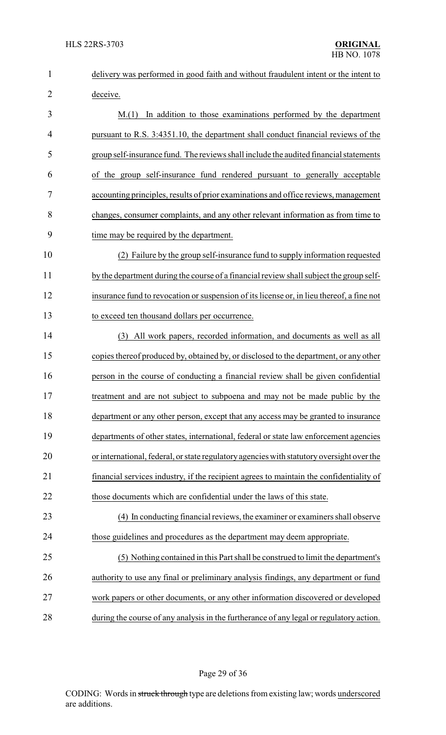delivery was performed in good faith and without fraudulent intent or the intent to deceive.

M.(1) In addition to those examinations performed by the department pursuant to R.S. 3:4351.10, the department shall conduct financial reviews of the group self-insurance fund. The reviews shall include the audited financial statements of the group self-insurance fund rendered pursuant to generally acceptable accounting principles, results of prior examinations and office reviews, management changes, consumer complaints, and any other relevant information as from time to time may be required by the department.

(2) Failure by the group self-insurance fund to supply information requested by the department during the course of a financial review shall subject the group self-insurance fund to revocation or suspension of its license or, in lieu thereof, a fine not to exceed ten thousand dollars per occurrence.

(3) All work papers, recorded information, and documents as well as all copies thereof produced by, obtained by, or disclosed to the department, or any other person in the course of conducting a financial review shall be given confidential treatment and are not subject to subpoena and may not be made public by the department or any other person, except that any access may be granted to insurance departments of other states, international, federal or state law enforcement agencies or international, federal, or state regulatory agencies with statutory oversight over the financial services industry, if the recipient agrees to maintain the confidentiality of those documents which are confidential under the laws of this state.

(4) In conducting financial reviews, the examiner or examiners shall observe those guidelines and procedures as the department may deem appropriate.

(5) Nothing contained in this Part shall be construed to limit the department's authority to use any final or preliminary analysis findings, any department or fund work papers or other documents, or any other information discovered or developed during the course of any analysis in the furtherance of any legal or regulatory action.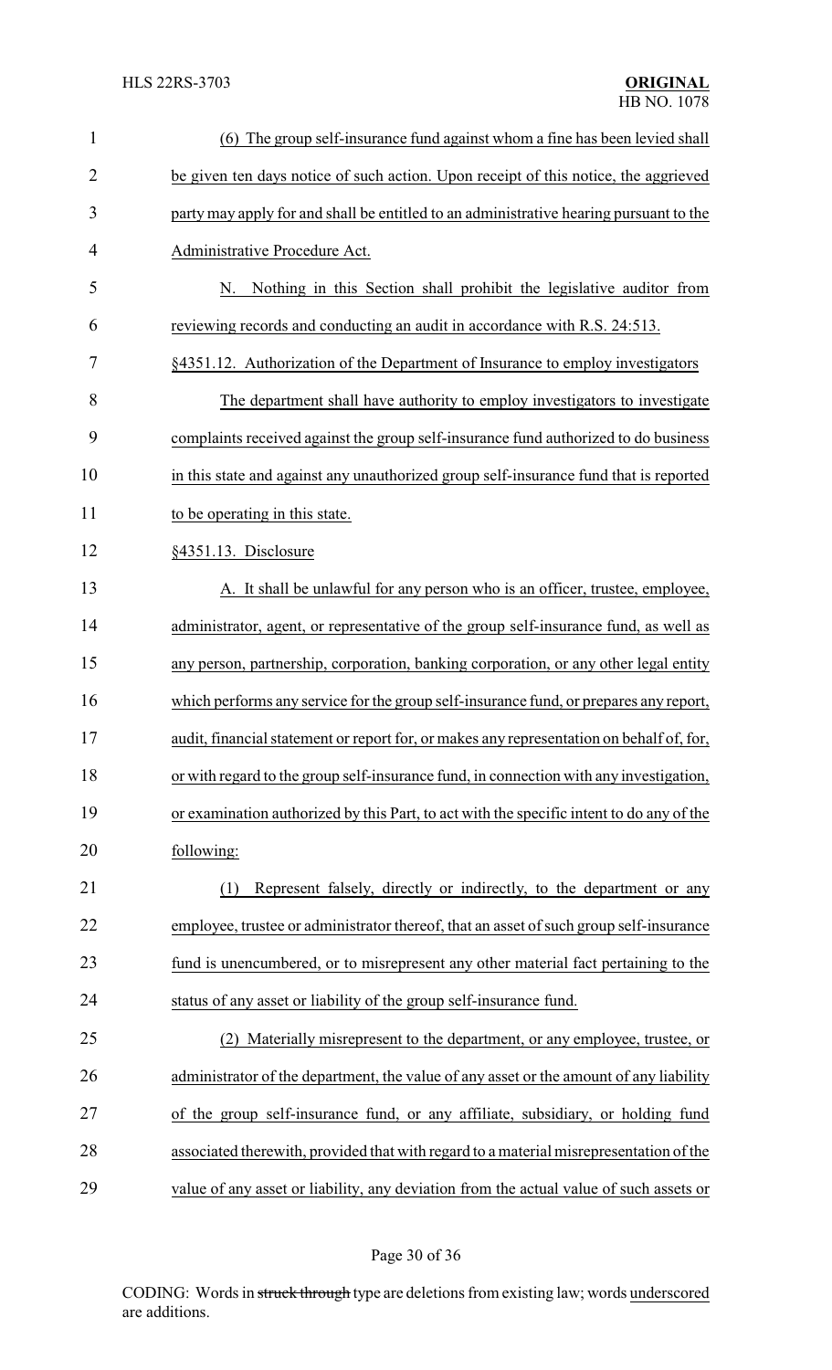(6) The group self-insurance fund against whom a fine has been levied shall be given ten days notice of such action. Upon receipt of this notice, the aggrieved party may apply for and shall be entitled to an administrative hearing pursuant to the Administrative Procedure Act.

N. Nothing in this Section shall prohibit the legislative auditor from reviewing records and conducting an audit in accordance with R.S. 24:513.

§4351.12. Authorization of the Department of Insurance to employ investigators

The department shall have authority to employ investigators to investigate complaints received against the group self-insurance fund authorized to do business in this state and against any unauthorized group self-insurance fund that is reported to be operating in this state.

§4351.13. Disclosure

A. It shall be unlawful for any person who is an officer, trustee, employee, administrator, agent, or representative of the group self-insurance fund, as well as any person, partnership, corporation, banking corporation, or any other legal entity which performs any service for the group self-insurance fund, or prepares any report, audit, financial statement or report for, or makes any representation on behalf of, for, or with regard to the group self-insurance fund, in connection with any investigation, or examination authorized by this Part, to act with the specific intent to do any of the following:

(1) Represent falsely, directly or indirectly, to the department or any employee, trustee or administrator thereof, that an asset of such group self-insurance fund is unencumbered, or to misrepresent any other material fact pertaining to the status of any asset or liability of the group self-insurance fund.

(2) Materially misrepresent to the department, or any employee, trustee, or administrator of the department, the value of any asset or the amount of any liability of the group self-insurance fund, or any affiliate, subsidiary, or holding fund associated therewith, provided that with regard to a material misrepresentation of the value of any asset or liability, any deviation from the actual value of such assets or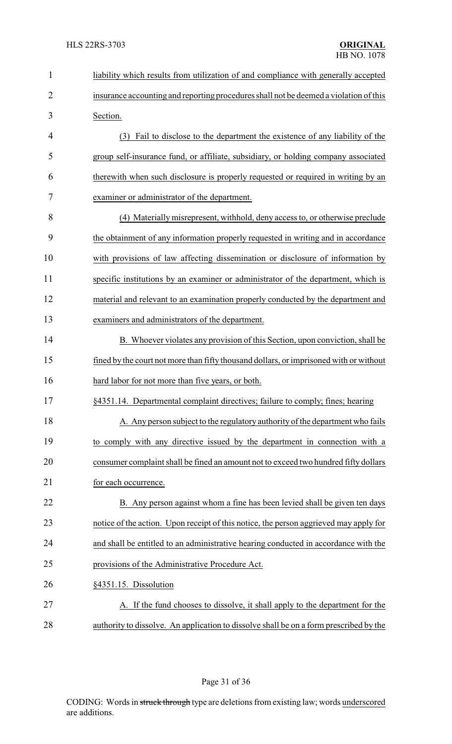liability which results from utilization of and compliance with generally accepted insurance accounting and reporting procedures shall not be deemed a violation of this Section.

(3) Fail to disclose to the department the existence of any liability of the group self-insurance fund, or affiliate, subsidiary, or holding company associated therewith when such disclosure is properly requested or required in writing by an examiner or administrator of the department.

(4) Materially misrepresent, withhold, deny access to, or otherwise preclude the obtainment of any information properly requested in writing and in accordance with provisions of law affecting dissemination or disclosure of information by specific institutions by an examiner or administrator of the department, which is material and relevant to an examination properly conducted by the department and examiners and administrators of the department.

B. Whoever violates any provision of this Section, upon conviction, shall be fined by the court not more than fifty thousand dollars, or imprisoned with or without hard labor for not more than five years, or both.

§4351.14. Departmental complaint directives; failure to comply; fines; hearing

A. Any person subject to the regulatory authority of the department who fails to comply with any directive issued by the department in connection with a consumer complaint shall be fined an amount not to exceed two hundred fifty dollars for each occurrence.

B. Any person against whom a fine has been levied shall be given ten days notice of the action. Upon receipt of this notice, the person aggrieved may apply for and shall be entitled to an administrative hearing conducted in accordance with the provisions of the Administrative Procedure Act.

§4351.15. Dissolution

A. If the fund chooses to dissolve, it shall apply to the department for the authority to dissolve. An application to dissolve shall be on a form prescribed by the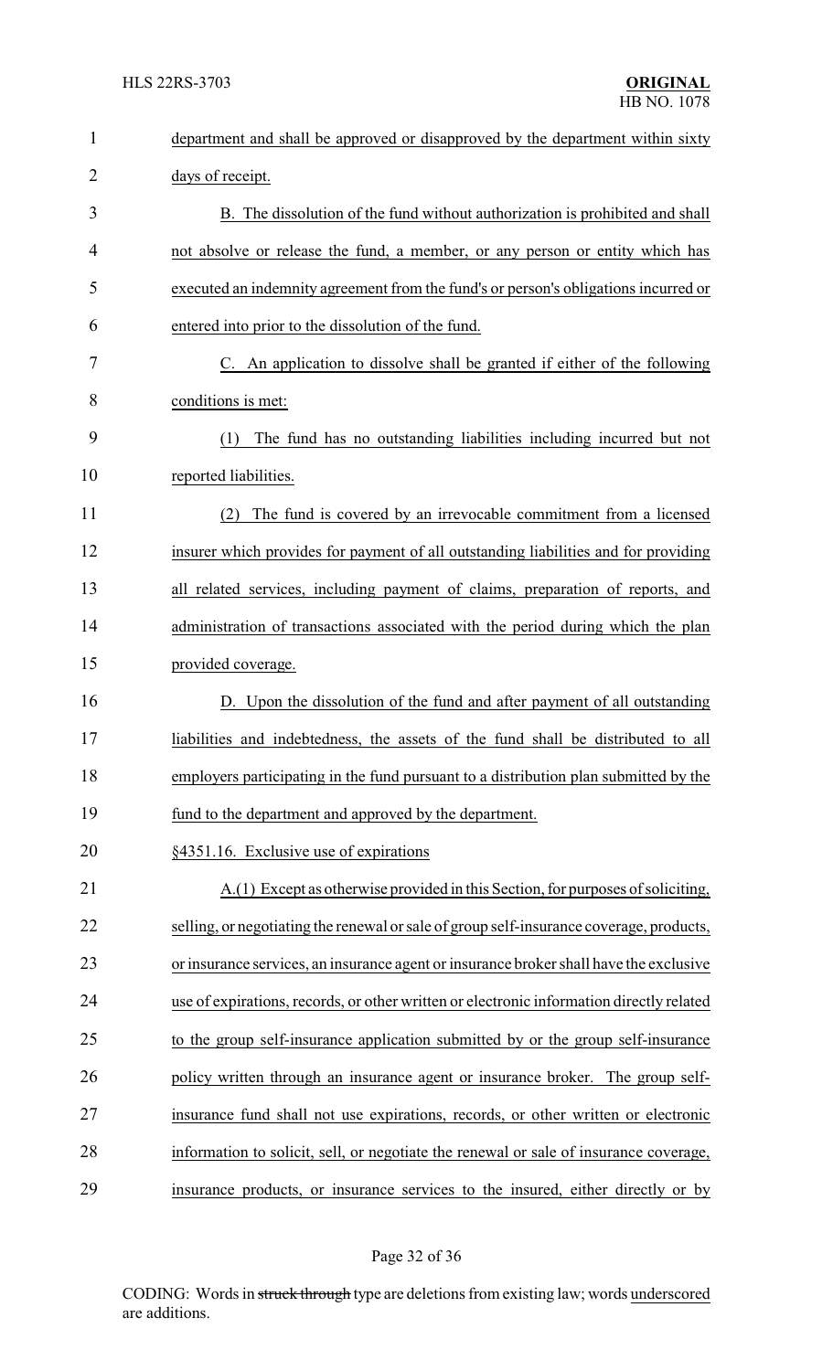department and shall be approved or disapproved by the department within sixty days of receipt.

B. The dissolution of the fund without authorization is prohibited and shall not absolve or release the fund, a member, or any person or entity which has executed an indemnity agreement from the fund's or person's obligations incurred or entered into prior to the dissolution of the fund.

C. An application to dissolve shall be granted if either of the following conditions is met:

(1) The fund has no outstanding liabilities including incurred but not reported liabilities.

(2) The fund is covered by an irrevocable commitment from a licensed insurer which provides for payment of all outstanding liabilities and for providing all related services, including payment of claims, preparation of reports, and administration of transactions associated with the period during which the plan provided coverage.

D. Upon the dissolution of the fund and after payment of all outstanding liabilities and indebtedness, the assets of the fund shall be distributed to all employers participating in the fund pursuant to a distribution plan submitted by the fund to the department and approved by the department.

§4351.16. Exclusive use of expirations

A.(1) Except as otherwise provided in this Section, for purposes of soliciting, selling, or negotiating the renewal or sale of group self-insurance coverage, products, or insurance services, an insurance agent or insurance broker shall have the exclusive use of expirations, records, or other written or electronic information directly related to the group self-insurance application submitted by or the group self-insurance policy written through an insurance agent or insurance broker. The group self-insurance fund shall not use expirations, records, or other written or electronic information to solicit, sell, or negotiate the renewal or sale of insurance coverage, insurance products, or insurance services to the insured, either directly or by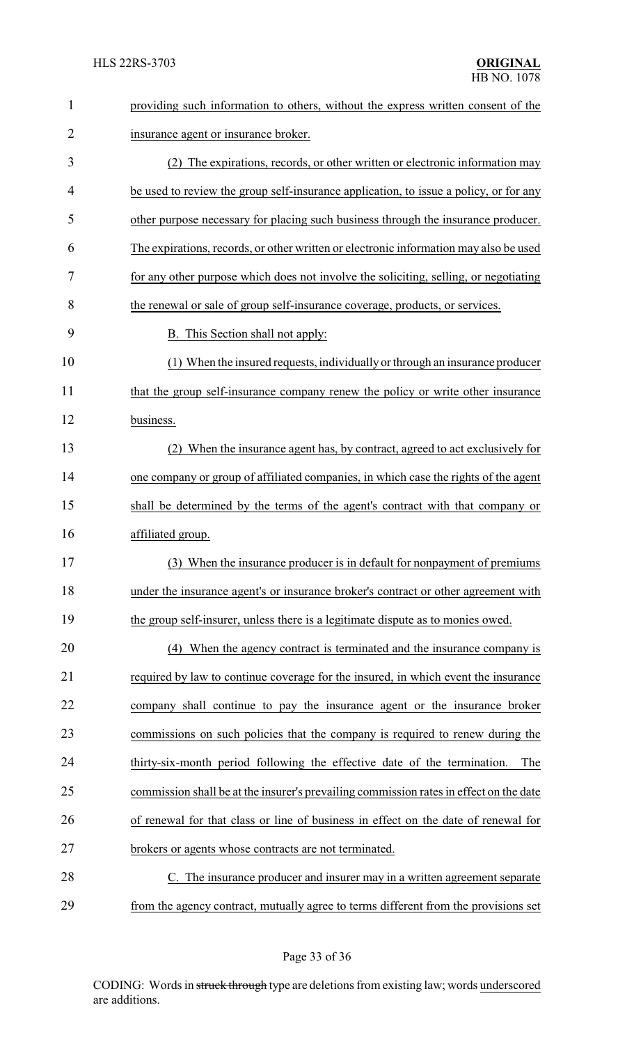providing such information to others, without the express written consent of the insurance agent or insurance broker.

(2) The expirations, records, or other written or electronic information may be used to review the group self-insurance application, to issue a policy, or for any other purpose necessary for placing such business through the insurance producer. The expirations, records, or other written or electronic information may also be used for any other purpose which does not involve the soliciting, selling, or negotiating the renewal or sale of group self-insurance coverage, products, or services.

B. This Section shall not apply:

(1) When the insured requests, individually or through an insurance producer that the group self-insurance company renew the policy or write other insurance business.

(2) When the insurance agent has, by contract, agreed to act exclusively for one company or group of affiliated companies, in which case the rights of the agent shall be determined by the terms of the agent's contract with that company or affiliated group.

(3) When the insurance producer is in default for nonpayment of premiums under the insurance agent's or insurance broker's contract or other agreement with the group self-insurer, unless there is a legitimate dispute as to monies owed.

(4) When the agency contract is terminated and the insurance company is required by law to continue coverage for the insured, in which event the insurance company shall continue to pay the insurance agent or the insurance broker commissions on such policies that the company is required to renew during the thirty-six-month period following the effective date of the termination. The commission shall be at the insurer's prevailing commission rates in effect on the date of renewal for that class or line of business in effect on the date of renewal for brokers or agents whose contracts are not terminated.

C. The insurance producer and insurer may in a written agreement separate from the agency contract, mutually agree to terms different from the provisions set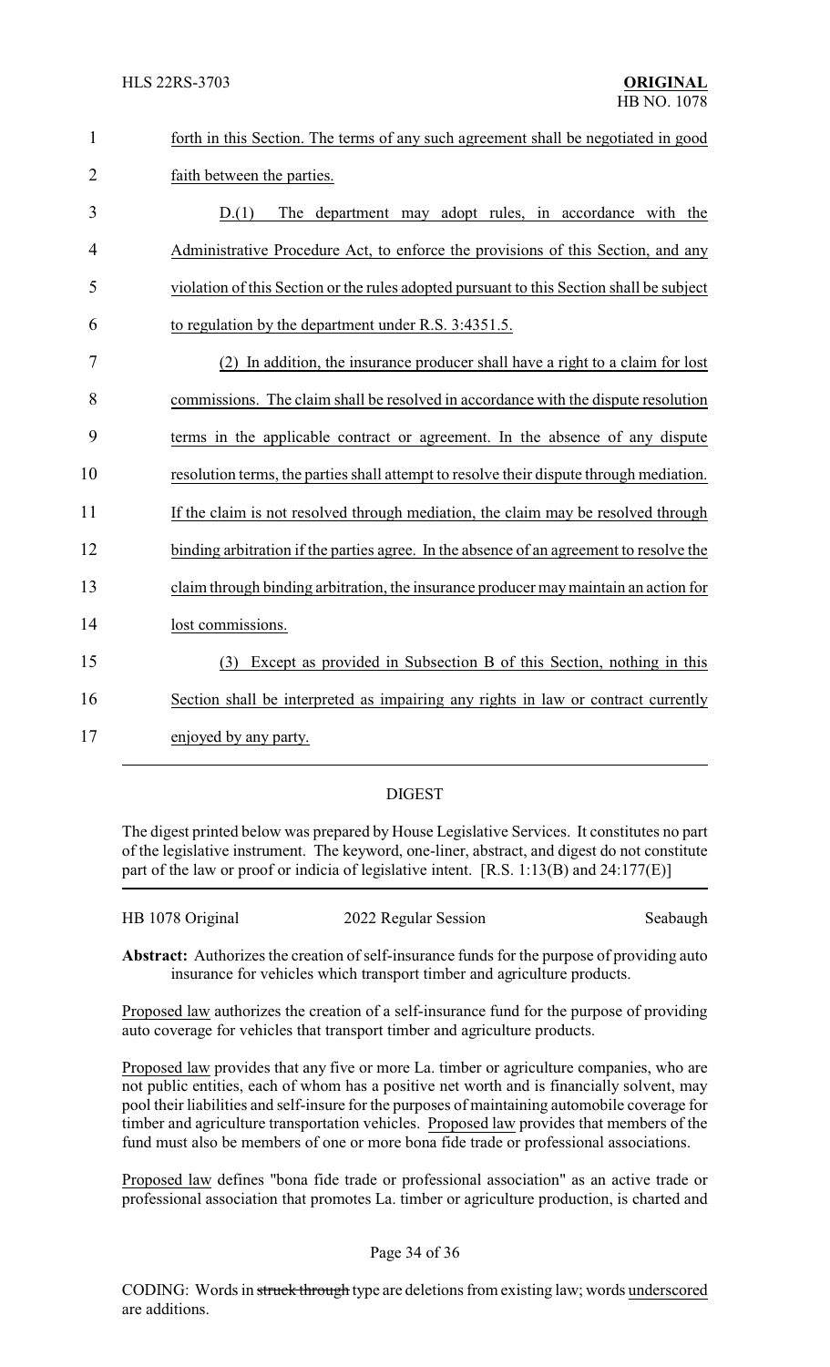forth in this Section. The terms of any such agreement shall be negotiated in good faith between the parties.

D.(1) The department may adopt rules, in accordance with the Administrative Procedure Act, to enforce the provisions of this Section, and any violation of this Section or the rules adopted pursuant to this Section shall be subject to regulation by the department under R.S. 3:4351.5.

(2) In addition, the insurance producer shall have a right to a claim for lost commissions. The claim shall be resolved in accordance with the dispute resolution terms in the applicable contract or agreement. In the absence of any dispute resolution terms, the parties shall attempt to resolve their dispute through mediation. If the claim is not resolved through mediation, the claim may be resolved through binding arbitration if the parties agree. In the absence of an agreement to resolve the claim through binding arbitration, the insurance producer may maintain an action for lost commissions.

(3) Except as provided in Subsection B of this Section, nothing in this Section shall be interpreted as impairing any rights in law or contract currently enjoyed by any party.

## DIGEST

The digest printed below was prepared by House Legislative Services. It constitutes no part of the legislative instrument. The keyword, one-liner, abstract, and digest do not constitute part of the law or proof or indicia of legislative intent. [R.S. 1:13(B) and 24:177(E)]

HB 1078 Original — 2022 Regular Session — Seabaugh

**Abstract:** Authorizes the creation of self-insurance funds for the purpose of providing auto insurance for vehicles which transport timber and agriculture products.

Proposed law authorizes the creation of a self-insurance fund for the purpose of providing auto coverage for vehicles that transport timber and agriculture products.

Proposed law provides that any five or more La. timber or agriculture companies, who are not public entities, each of whom has a positive net worth and is financially solvent, may pool their liabilities and self-insure for the purposes of maintaining automobile coverage for timber and agriculture transportation vehicles. Proposed law provides that members of the fund must also be members of one or more bona fide trade or professional associations.

Proposed law defines "bona fide trade or professional association" as an active trade or professional association that promotes La. timber or agriculture production, is charted and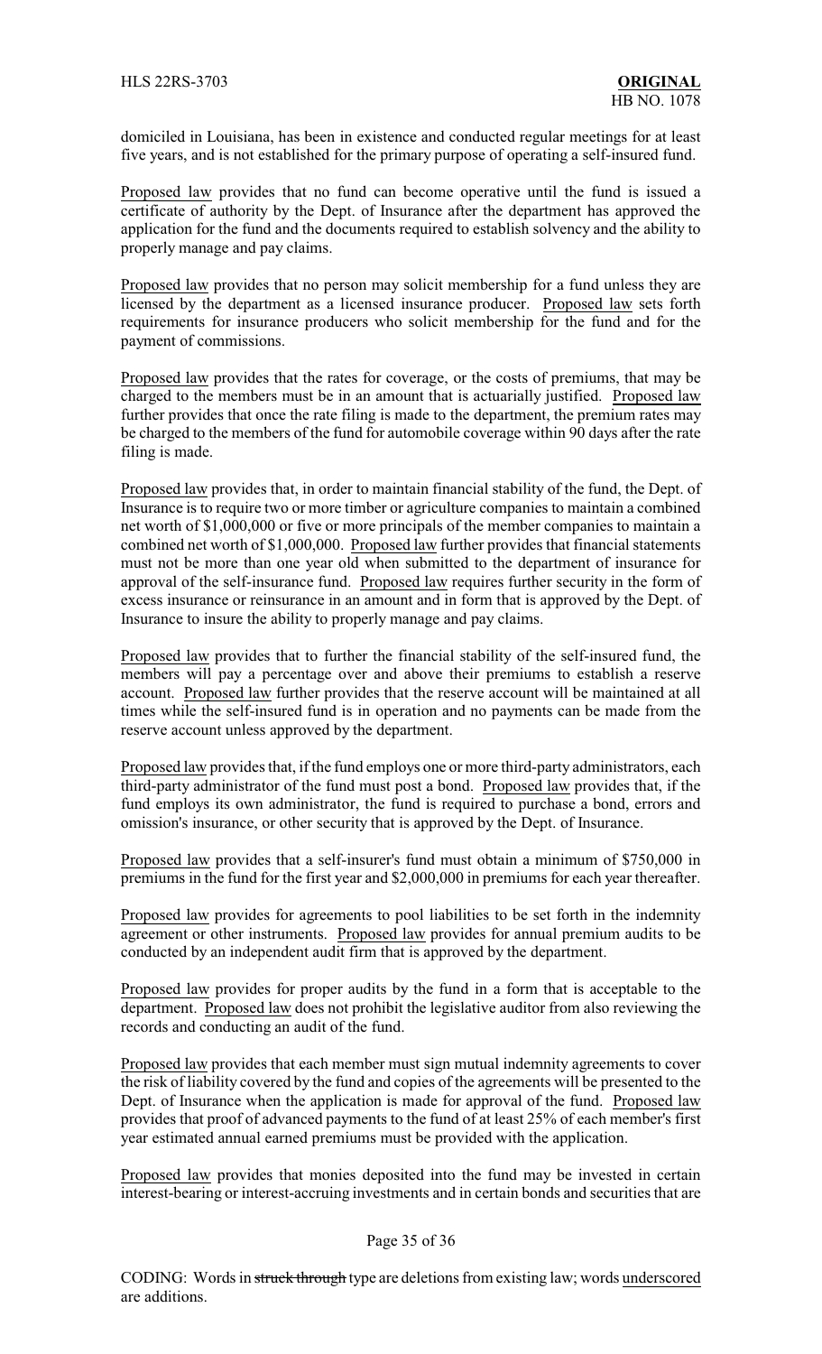domiciled in Louisiana, has been in existence and conducted regular meetings for at least five years, and is not established for the primary purpose of operating a self-insured fund.

Proposed law provides that no fund can become operative until the fund is issued a certificate of authority by the Dept. of Insurance after the department has approved the application for the fund and the documents required to establish solvency and the ability to properly manage and pay claims.

Proposed law provides that no person may solicit membership for a fund unless they are licensed by the department as a licensed insurance producer. Proposed law sets forth requirements for insurance producers who solicit membership for the fund and for the payment of commissions.

Proposed law provides that the rates for coverage, or the costs of premiums, that may be charged to the members must be in an amount that is actuarially justified. Proposed law further provides that once the rate filing is made to the department, the premium rates may be charged to the members of the fund for automobile coverage within 90 days after the rate filing is made.

Proposed law provides that, in order to maintain financial stability of the fund, the Dept. of Insurance is to require two or more timber or agriculture companies to maintain a combined net worth of $1,000,000 or five or more principals of the member companies to maintain a combined net worth of $1,000,000. Proposed law further provides that financial statements must not be more than one year old when submitted to the department of insurance for approval of the self-insurance fund. Proposed law requires further security in the form of excess insurance or reinsurance in an amount and in form that is approved by the Dept. of Insurance to insure the ability to properly manage and pay claims.

Proposed law provides that to further the financial stability of the self-insured fund, the members will pay a percentage over and above their premiums to establish a reserve account. Proposed law further provides that the reserve account will be maintained at all times while the self-insured fund is in operation and no payments can be made from the reserve account unless approved by the department.

Proposed law provides that, if the fund employs one or more third-party administrators, each third-party administrator of the fund must post a bond. Proposed law provides that, if the fund employs its own administrator, the fund is required to purchase a bond, errors and omission's insurance, or other security that is approved by the Dept. of Insurance.

Proposed law provides that a self-insurer's fund must obtain a minimum of $750,000 in premiums in the fund for the first year and $2,000,000 in premiums for each year thereafter.

Proposed law provides for agreements to pool liabilities to be set forth in the indemnity agreement or other instruments. Proposed law provides for annual premium audits to be conducted by an independent audit firm that is approved by the department.

Proposed law provides for proper audits by the fund in a form that is acceptable to the department. Proposed law does not prohibit the legislative auditor from also reviewing the records and conducting an audit of the fund.

Proposed law provides that each member must sign mutual indemnity agreements to cover the risk of liability covered by the fund and copies of the agreements will be presented to the Dept. of Insurance when the application is made for approval of the fund. Proposed law provides that proof of advanced payments to the fund of at least 25% of each member's first year estimated annual earned premiums must be provided with the application.

Proposed law provides that monies deposited into the fund may be invested in certain interest-bearing or interest-accruing investments and in certain bonds and securities that are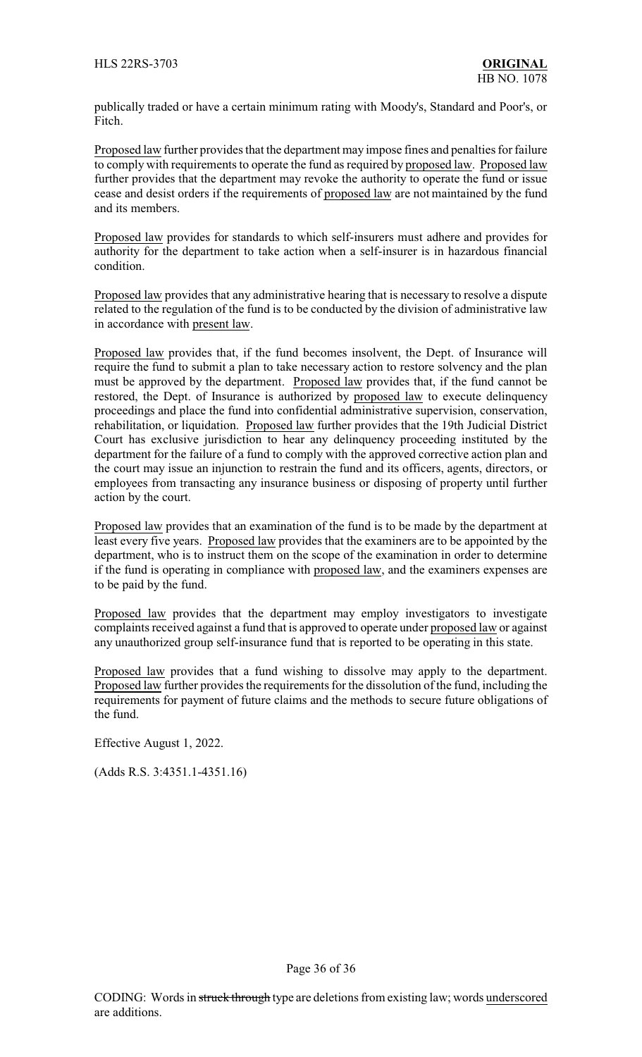publically traded or have a certain minimum rating with Moody's, Standard and Poor's, or Fitch.

Proposed law further provides that the department may impose fines and penalties for failure to comply with requirements to operate the fund as required by proposed law. Proposed law further provides that the department may revoke the authority to operate the fund or issue cease and desist orders if the requirements of proposed law are not maintained by the fund and its members.

Proposed law provides for standards to which self-insurers must adhere and provides for authority for the department to take action when a self-insurer is in hazardous financial condition.

Proposed law provides that any administrative hearing that is necessary to resolve a dispute related to the regulation of the fund is to be conducted by the division of administrative law in accordance with present law.

Proposed law provides that, if the fund becomes insolvent, the Dept. of Insurance will require the fund to submit a plan to take necessary action to restore solvency and the plan must be approved by the department. Proposed law provides that, if the fund cannot be restored, the Dept. of Insurance is authorized by proposed law to execute delinquency proceedings and place the fund into confidential administrative supervision, conservation, rehabilitation, or liquidation. Proposed law further provides that the 19th Judicial District Court has exclusive jurisdiction to hear any delinquency proceeding instituted by the department for the failure of a fund to comply with the approved corrective action plan and the court may issue an injunction to restrain the fund and its officers, agents, directors, or employees from transacting any insurance business or disposing of property until further action by the court.

Proposed law provides that an examination of the fund is to be made by the department at least every five years. Proposed law provides that the examiners are to be appointed by the department, who is to instruct them on the scope of the examination in order to determine if the fund is operating in compliance with proposed law, and the examiners expenses are to be paid by the fund.

Proposed law provides that the department may employ investigators to investigate complaints received against a fund that is approved to operate under proposed law or against any unauthorized group self-insurance fund that is reported to be operating in this state.

Proposed law provides that a fund wishing to dissolve may apply to the department. Proposed law further provides the requirements for the dissolution of the fund, including the requirements for payment of future claims and the methods to secure future obligations of the fund.

Effective August 1, 2022.

(Adds R.S. 3:4351.1-4351.16)